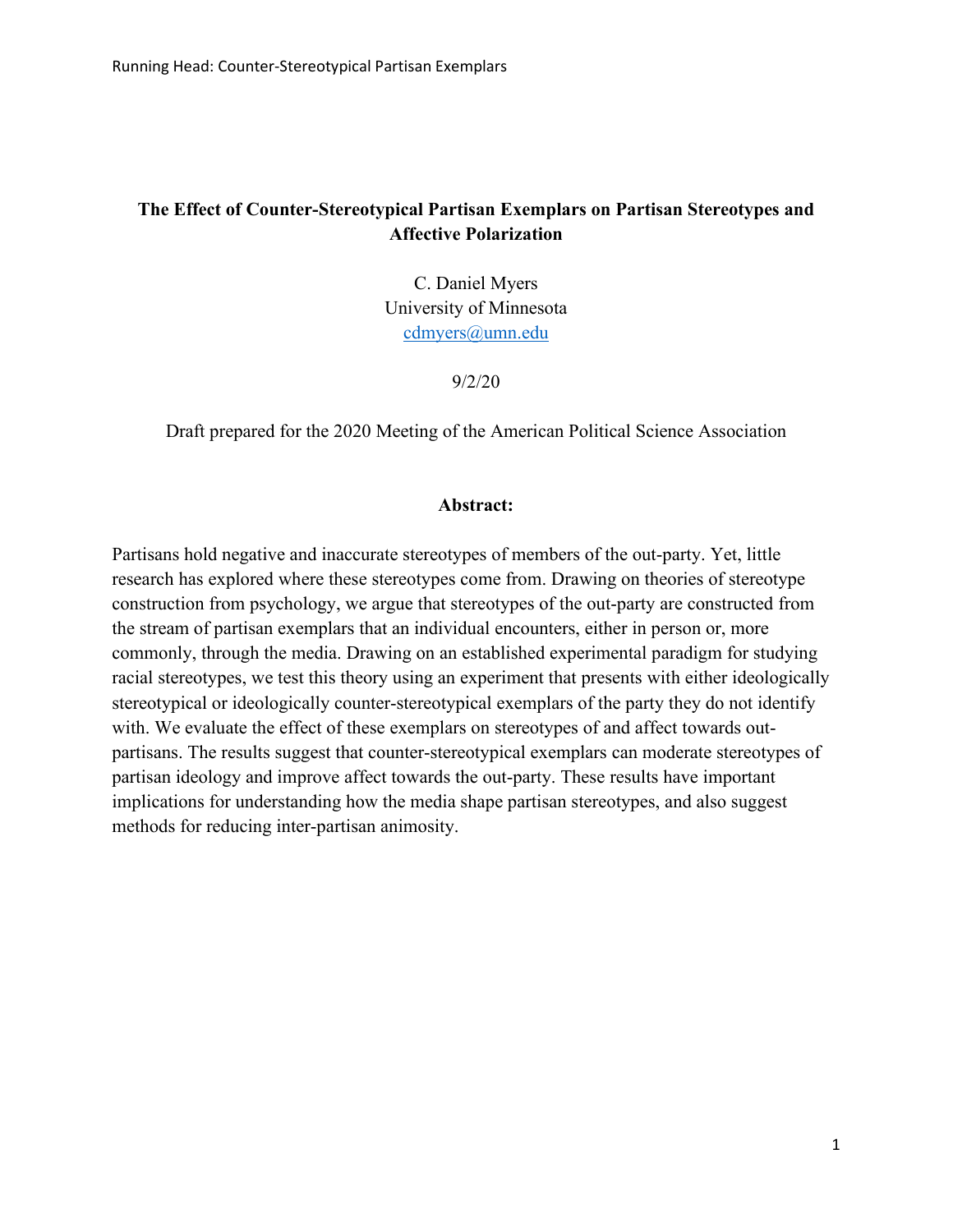# The Effect of Counter-Stereotypical Partisan Exemplars on Partisan Stereotypes and Affective Polarization

C. Daniel Myers
University of Minnesota
cdmyers@umn.edu

9/2/20

Draft prepared for the 2020 Meeting of the American Political Science Association

## Abstract:

Partisans hold negative and inaccurate stereotypes of members of the out-party. Yet, little research has explored where these stereotypes come from. Drawing on theories of stereotype construction from psychology, we argue that stereotypes of the out-party are constructed from the stream of partisan exemplars that an individual encounters, either in person or, more commonly, through the media. Drawing on an established experimental paradigm for studying racial stereotypes, we test this theory using an experiment that presents with either ideologically stereotypical or ideologically counter-stereotypical exemplars of the party they do not identify with. We evaluate the effect of these exemplars on stereotypes of and affect towards out-partisans. The results suggest that counter-stereotypical exemplars can moderate stereotypes of partisan ideology and improve affect towards the out-party. These results have important implications for understanding how the media shape partisan stereotypes, and also suggest methods for reducing inter-partisan animosity.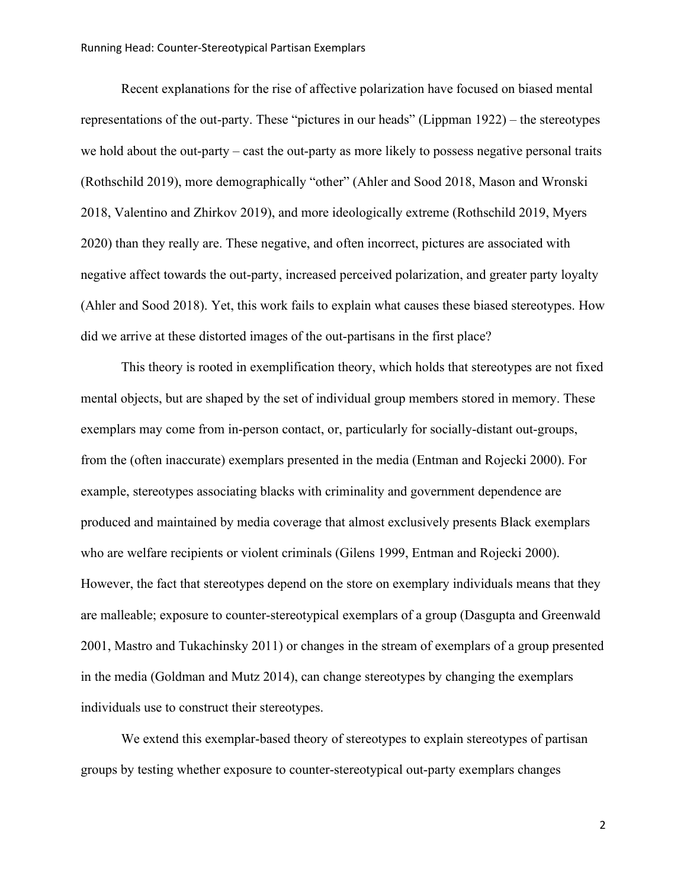Recent explanations for the rise of affective polarization have focused on biased mental representations of the out-party. These "pictures in our heads" (Lippman 1922) – the stereotypes we hold about the out-party – cast the out-party as more likely to possess negative personal traits (Rothschild 2019), more demographically "other" (Ahler and Sood 2018, Mason and Wronski 2018, Valentino and Zhirkov 2019), and more ideologically extreme (Rothschild 2019, Myers 2020) than they really are. These negative, and often incorrect, pictures are associated with negative affect towards the out-party, increased perceived polarization, and greater party loyalty (Ahler and Sood 2018). Yet, this work fails to explain what causes these biased stereotypes. How did we arrive at these distorted images of the out-partisans in the first place?

This theory is rooted in exemplification theory, which holds that stereotypes are not fixed mental objects, but are shaped by the set of individual group members stored in memory. These exemplars may come from in-person contact, or, particularly for socially-distant out-groups, from the (often inaccurate) exemplars presented in the media (Entman and Rojecki 2000). For example, stereotypes associating blacks with criminality and government dependence are produced and maintained by media coverage that almost exclusively presents Black exemplars who are welfare recipients or violent criminals (Gilens 1999, Entman and Rojecki 2000). However, the fact that stereotypes depend on the store on exemplary individuals means that they are malleable; exposure to counter-stereotypical exemplars of a group (Dasgupta and Greenwald 2001, Mastro and Tukachinsky 2011) or changes in the stream of exemplars of a group presented in the media (Goldman and Mutz 2014), can change stereotypes by changing the exemplars individuals use to construct their stereotypes.

We extend this exemplar-based theory of stereotypes to explain stereotypes of partisan groups by testing whether exposure to counter-stereotypical out-party exemplars changes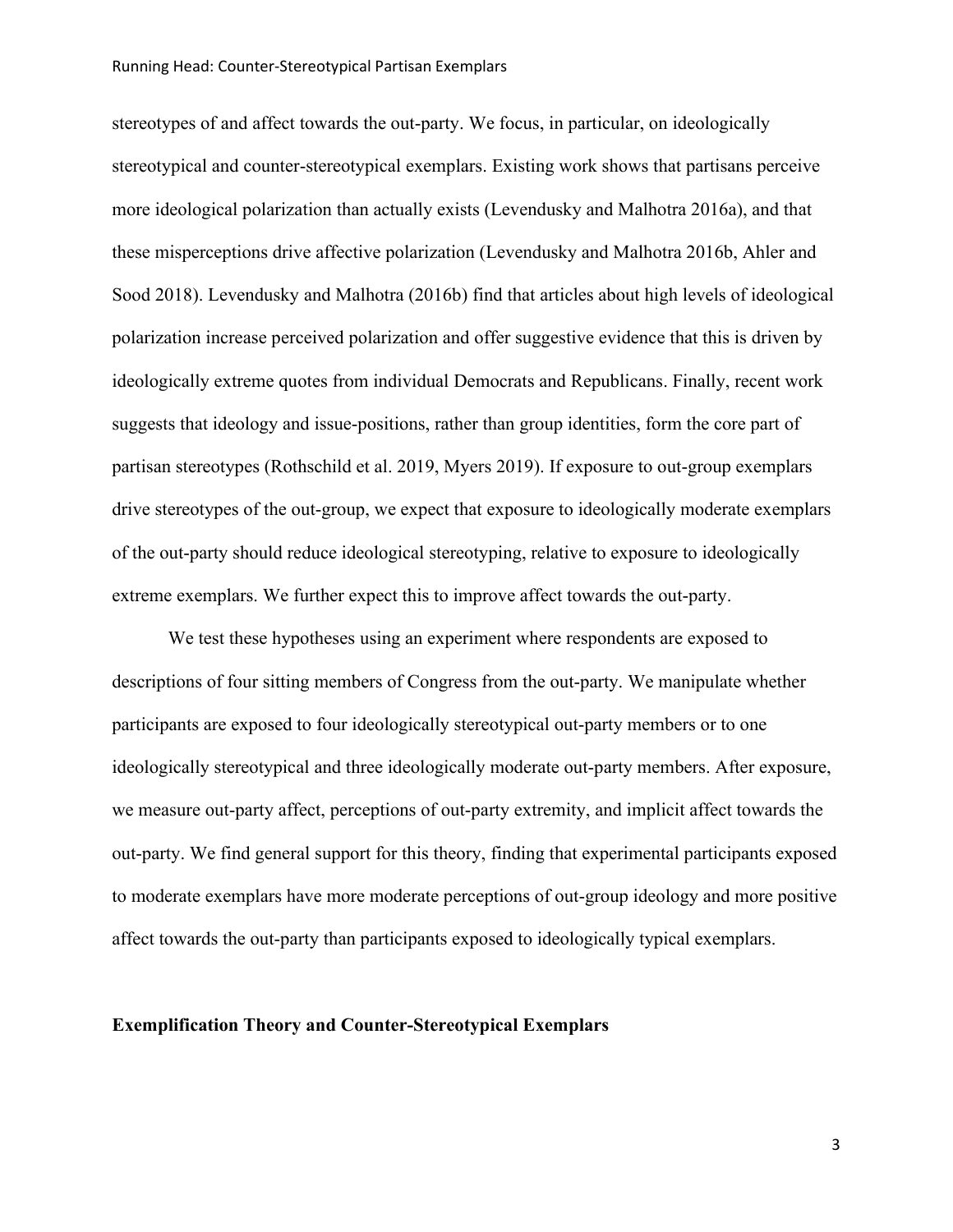stereotypes of and affect towards the out-party. We focus, in particular, on ideologically stereotypical and counter-stereotypical exemplars. Existing work shows that partisans perceive more ideological polarization than actually exists (Levendusky and Malhotra 2016a), and that these misperceptions drive affective polarization (Levendusky and Malhotra 2016b, Ahler and Sood 2018). Levendusky and Malhotra (2016b) find that articles about high levels of ideological polarization increase perceived polarization and offer suggestive evidence that this is driven by ideologically extreme quotes from individual Democrats and Republicans. Finally, recent work suggests that ideology and issue-positions, rather than group identities, form the core part of partisan stereotypes (Rothschild et al. 2019, Myers 2019). If exposure to out-group exemplars drive stereotypes of the out-group, we expect that exposure to ideologically moderate exemplars of the out-party should reduce ideological stereotyping, relative to exposure to ideologically extreme exemplars. We further expect this to improve affect towards the out-party.

We test these hypotheses using an experiment where respondents are exposed to descriptions of four sitting members of Congress from the out-party. We manipulate whether participants are exposed to four ideologically stereotypical out-party members or to one ideologically stereotypical and three ideologically moderate out-party members. After exposure, we measure out-party affect, perceptions of out-party extremity, and implicit affect towards the out-party. We find general support for this theory, finding that experimental participants exposed to moderate exemplars have more moderate perceptions of out-group ideology and more positive affect towards the out-party than participants exposed to ideologically typical exemplars.

## Exemplification Theory and Counter-Stereotypical Exemplars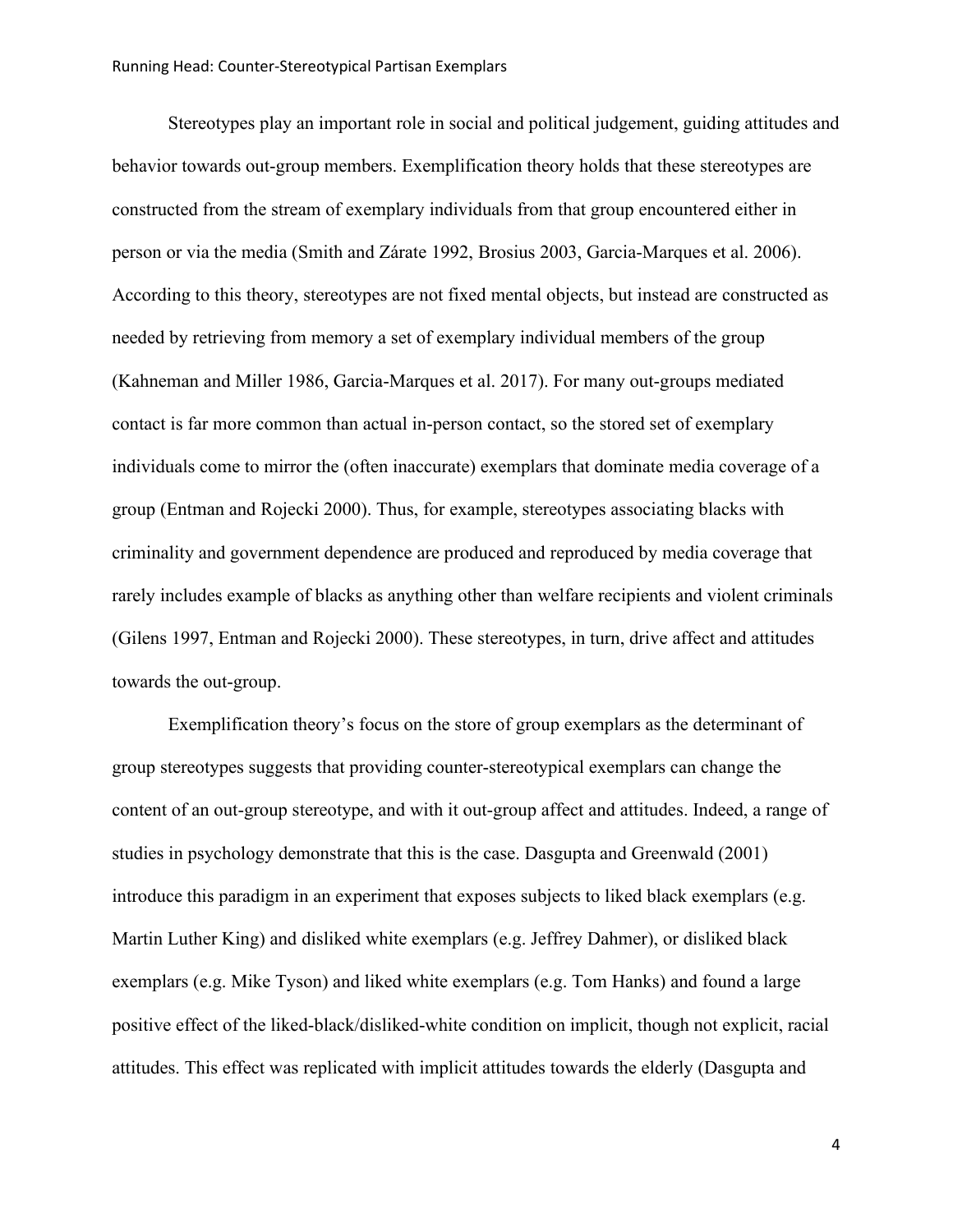Stereotypes play an important role in social and political judgement, guiding attitudes and behavior towards out-group members. Exemplification theory holds that these stereotypes are constructed from the stream of exemplary individuals from that group encountered either in person or via the media (Smith and Zárate 1992, Brosius 2003, Garcia-Marques et al. 2006). According to this theory, stereotypes are not fixed mental objects, but instead are constructed as needed by retrieving from memory a set of exemplary individual members of the group (Kahneman and Miller 1986, Garcia-Marques et al. 2017). For many out-groups mediated contact is far more common than actual in-person contact, so the stored set of exemplary individuals come to mirror the (often inaccurate) exemplars that dominate media coverage of a group (Entman and Rojecki 2000). Thus, for example, stereotypes associating blacks with criminality and government dependence are produced and reproduced by media coverage that rarely includes example of blacks as anything other than welfare recipients and violent criminals (Gilens 1997, Entman and Rojecki 2000). These stereotypes, in turn, drive affect and attitudes towards the out-group.

Exemplification theory's focus on the store of group exemplars as the determinant of group stereotypes suggests that providing counter-stereotypical exemplars can change the content of an out-group stereotype, and with it out-group affect and attitudes. Indeed, a range of studies in psychology demonstrate that this is the case. Dasgupta and Greenwald (2001) introduce this paradigm in an experiment that exposes subjects to liked black exemplars (e.g. Martin Luther King) and disliked white exemplars (e.g. Jeffrey Dahmer), or disliked black exemplars (e.g. Mike Tyson) and liked white exemplars (e.g. Tom Hanks) and found a large positive effect of the liked-black/disliked-white condition on implicit, though not explicit, racial attitudes. This effect was replicated with implicit attitudes towards the elderly (Dasgupta and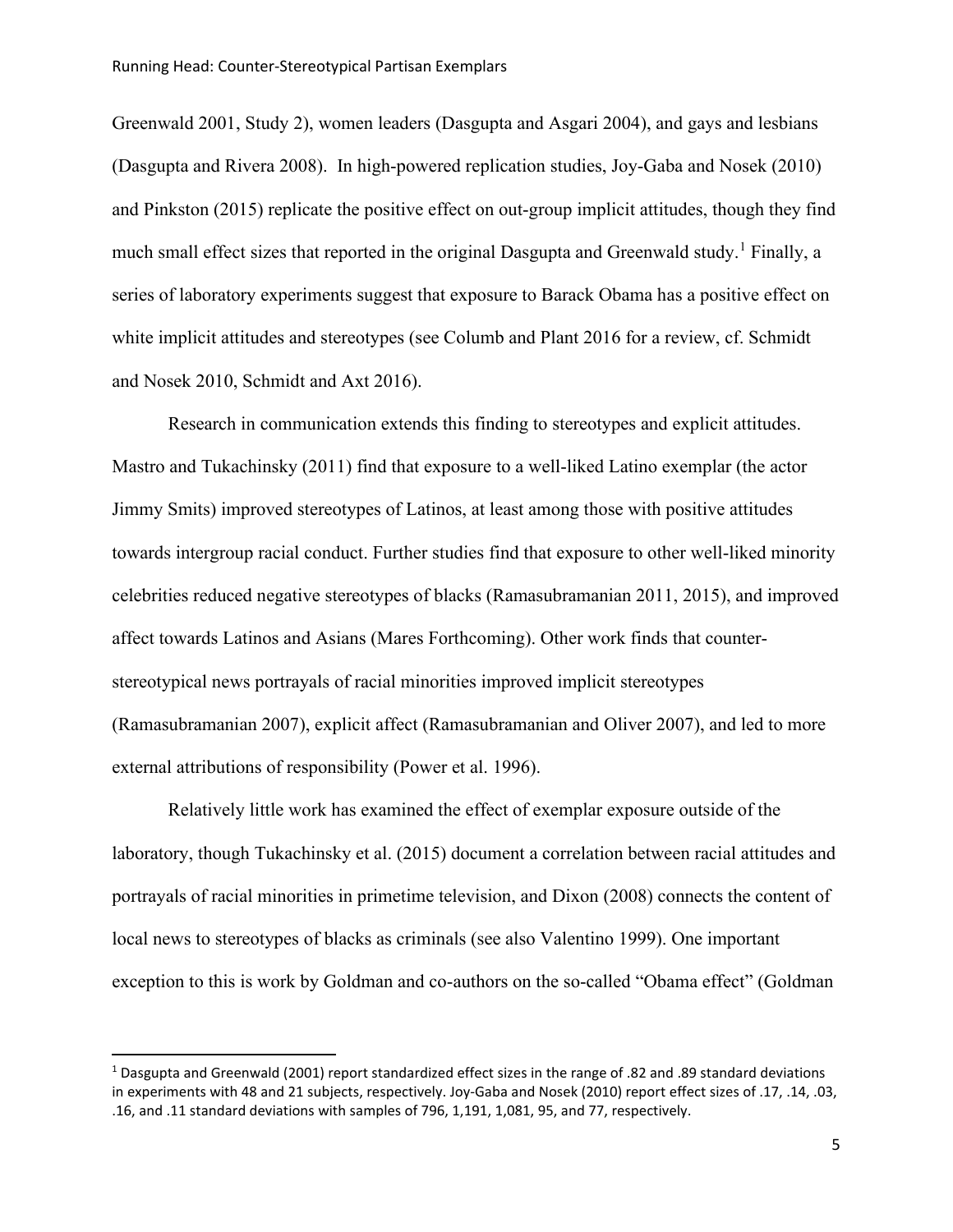Greenwald 2001, Study 2), women leaders (Dasgupta and Asgari 2004), and gays and lesbians (Dasgupta and Rivera 2008). In high-powered replication studies, Joy-Gaba and Nosek (2010) and Pinkston (2015) replicate the positive effect on out-group implicit attitudes, though they find much small effect sizes that reported in the original Dasgupta and Greenwald study.[1] Finally, a series of laboratory experiments suggest that exposure to Barack Obama has a positive effect on white implicit attitudes and stereotypes (see Columb and Plant 2016 for a review, cf. Schmidt and Nosek 2010, Schmidt and Axt 2016).

Research in communication extends this finding to stereotypes and explicit attitudes. Mastro and Tukachinsky (2011) find that exposure to a well-liked Latino exemplar (the actor Jimmy Smits) improved stereotypes of Latinos, at least among those with positive attitudes towards intergroup racial conduct. Further studies find that exposure to other well-liked minority celebrities reduced negative stereotypes of blacks (Ramasubramanian 2011, 2015), and improved affect towards Latinos and Asians (Mares Forthcoming). Other work finds that counter-stereotypical news portrayals of racial minorities improved implicit stereotypes (Ramasubramanian 2007), explicit affect (Ramasubramanian and Oliver 2007), and led to more external attributions of responsibility (Power et al. 1996).

Relatively little work has examined the effect of exemplar exposure outside of the laboratory, though Tukachinsky et al. (2015) document a correlation between racial attitudes and portrayals of racial minorities in primetime television, and Dixon (2008) connects the content of local news to stereotypes of blacks as criminals (see also Valentino 1999). One important exception to this is work by Goldman and co-authors on the so-called "Obama effect" (Goldman

[1] Dasgupta and Greenwald (2001) report standardized effect sizes in the range of .82 and .89 standard deviations in experiments with 48 and 21 subjects, respectively. Joy-Gaba and Nosek (2010) report effect sizes of .17, .14, .03, .16, and .11 standard deviations with samples of 796, 1,191, 1,081, 95, and 77, respectively.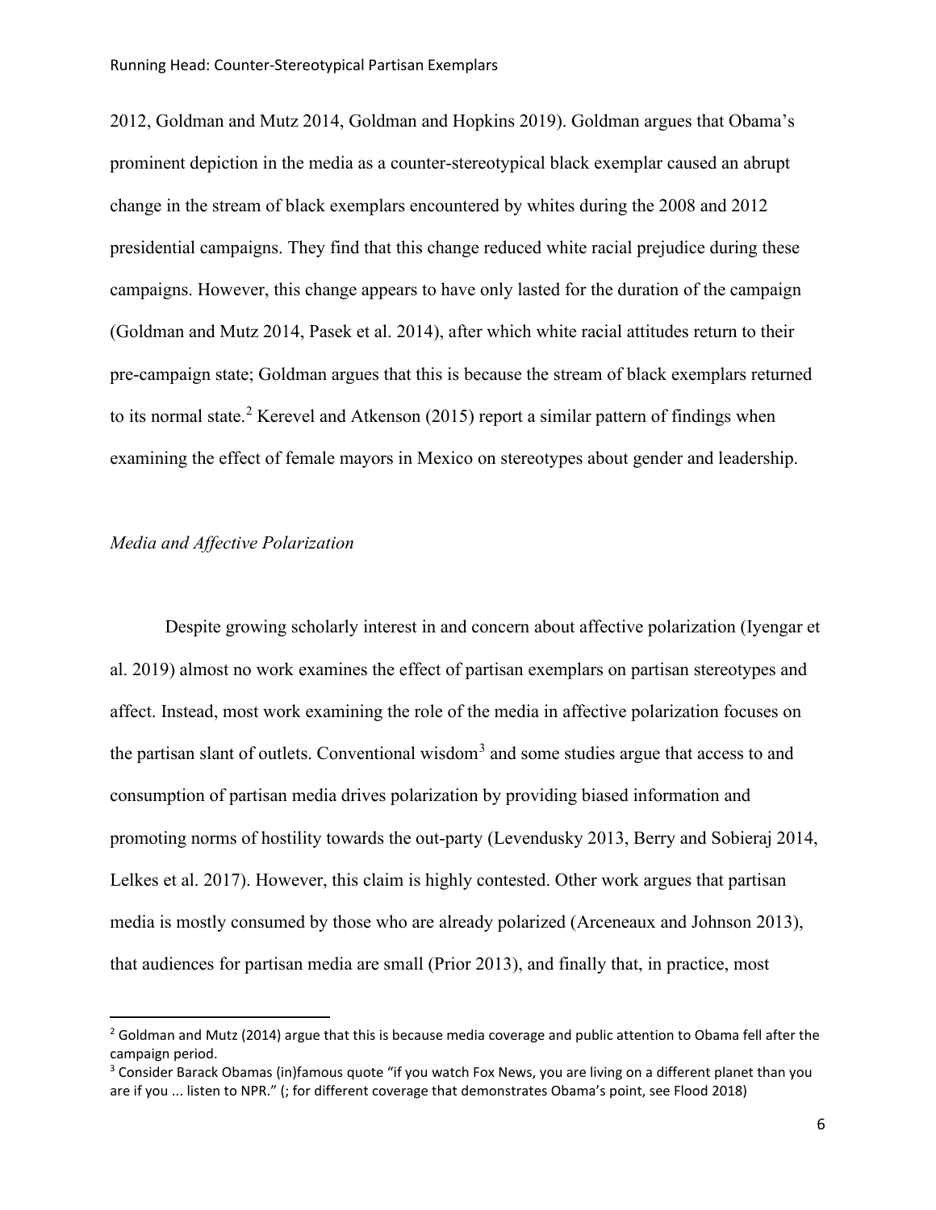2012, Goldman and Mutz 2014, Goldman and Hopkins 2019). Goldman argues that Obama's prominent depiction in the media as a counter-stereotypical black exemplar caused an abrupt change in the stream of black exemplars encountered by whites during the 2008 and 2012 presidential campaigns. They find that this change reduced white racial prejudice during these campaigns. However, this change appears to have only lasted for the duration of the campaign (Goldman and Mutz 2014, Pasek et al. 2014), after which white racial attitudes return to their pre-campaign state; Goldman argues that this is because the stream of black exemplars returned to its normal state.[2] Kerevel and Atkenson (2015) report a similar pattern of findings when examining the effect of female mayors in Mexico on stereotypes about gender and leadership.

*Media and Affective Polarization*

Despite growing scholarly interest in and concern about affective polarization (Iyengar et al. 2019) almost no work examines the effect of partisan exemplars on partisan stereotypes and affect. Instead, most work examining the role of the media in affective polarization focuses on the partisan slant of outlets. Conventional wisdom[3] and some studies argue that access to and consumption of partisan media drives polarization by providing biased information and promoting norms of hostility towards the out-party (Levendusky 2013, Berry and Sobieraj 2014, Lelkes et al. 2017). However, this claim is highly contested. Other work argues that partisan media is mostly consumed by those who are already polarized (Arceneaux and Johnson 2013), that audiences for partisan media are small (Prior 2013), and finally that, in practice, most

[2] Goldman and Mutz (2014) argue that this is because media coverage and public attention to Obama fell after the campaign period.

[3] Consider Barack Obamas (in)famous quote "if you watch Fox News, you are living on a different planet than you are if you ... listen to NPR." (; for different coverage that demonstrates Obama's point, see Flood 2018)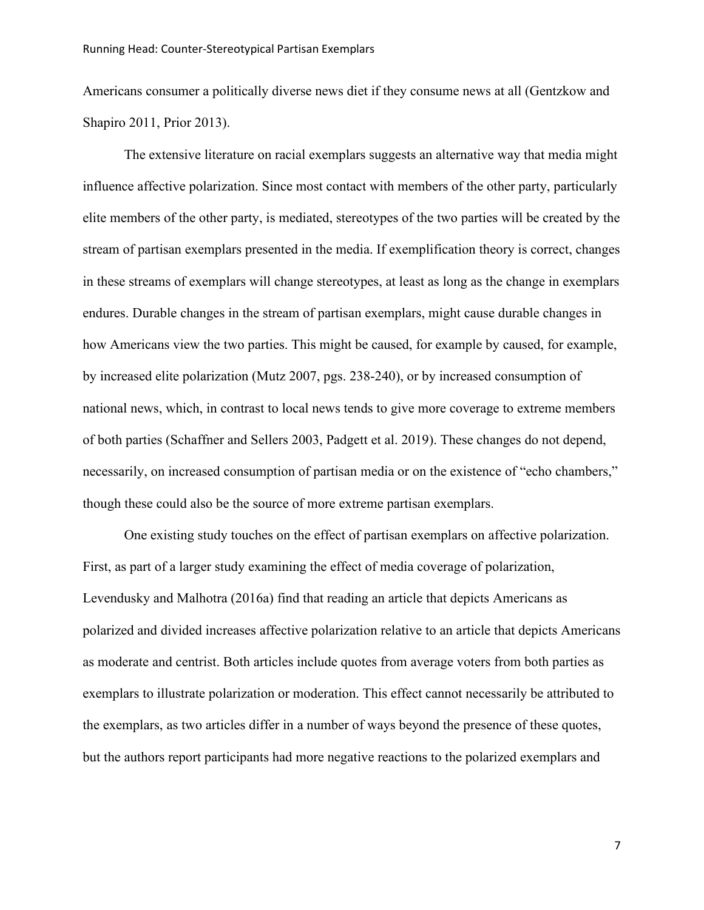Americans consumer a politically diverse news diet if they consume news at all (Gentzkow and Shapiro 2011, Prior 2013).

The extensive literature on racial exemplars suggests an alternative way that media might influence affective polarization. Since most contact with members of the other party, particularly elite members of the other party, is mediated, stereotypes of the two parties will be created by the stream of partisan exemplars presented in the media. If exemplification theory is correct, changes in these streams of exemplars will change stereotypes, at least as long as the change in exemplars endures. Durable changes in the stream of partisan exemplars, might cause durable changes in how Americans view the two parties. This might be caused, for example by caused, for example, by increased elite polarization (Mutz 2007, pgs. 238-240), or by increased consumption of national news, which, in contrast to local news tends to give more coverage to extreme members of both parties (Schaffner and Sellers 2003, Padgett et al. 2019). These changes do not depend, necessarily, on increased consumption of partisan media or on the existence of "echo chambers," though these could also be the source of more extreme partisan exemplars.

One existing study touches on the effect of partisan exemplars on affective polarization. First, as part of a larger study examining the effect of media coverage of polarization, Levendusky and Malhotra (2016a) find that reading an article that depicts Americans as polarized and divided increases affective polarization relative to an article that depicts Americans as moderate and centrist. Both articles include quotes from average voters from both parties as exemplars to illustrate polarization or moderation. This effect cannot necessarily be attributed to the exemplars, as two articles differ in a number of ways beyond the presence of these quotes, but the authors report participants had more negative reactions to the polarized exemplars and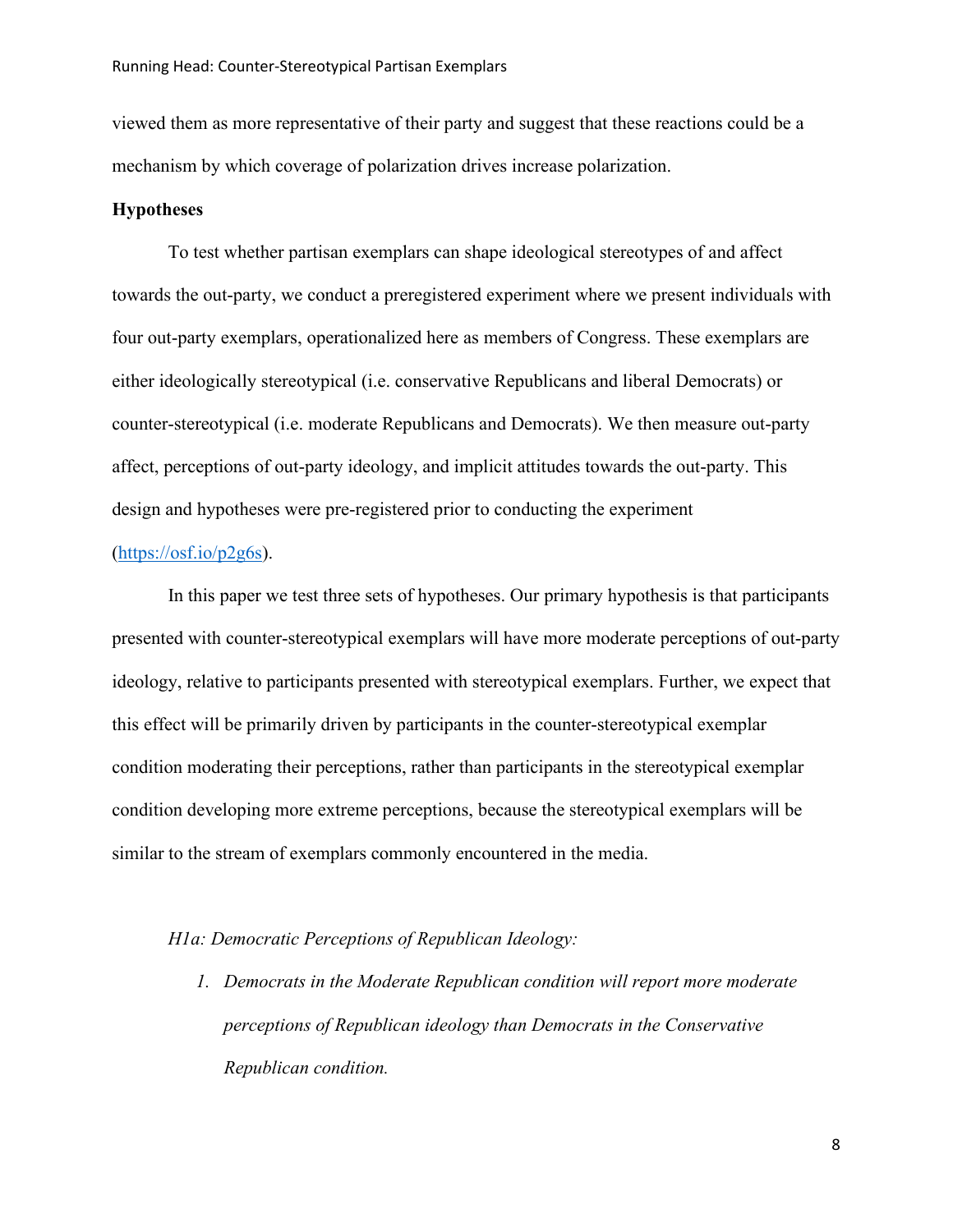viewed them as more representative of their party and suggest that these reactions could be a mechanism by which coverage of polarization drives increase polarization.

**Hypotheses**

To test whether partisan exemplars can shape ideological stereotypes of and affect towards the out-party, we conduct a preregistered experiment where we present individuals with four out-party exemplars, operationalized here as members of Congress. These exemplars are either ideologically stereotypical (i.e. conservative Republicans and liberal Democrats) or counter-stereotypical (i.e. moderate Republicans and Democrats). We then measure out-party affect, perceptions of out-party ideology, and implicit attitudes towards the out-party. This design and hypotheses were pre-registered prior to conducting the experiment (https://osf.io/p2g6s).

In this paper we test three sets of hypotheses. Our primary hypothesis is that participants presented with counter-stereotypical exemplars will have more moderate perceptions of out-party ideology, relative to participants presented with stereotypical exemplars. Further, we expect that this effect will be primarily driven by participants in the counter-stereotypical exemplar condition moderating their perceptions, rather than participants in the stereotypical exemplar condition developing more extreme perceptions, because the stereotypical exemplars will be similar to the stream of exemplars commonly encountered in the media.

*H1a: Democratic Perceptions of Republican Ideology:*

1. *Democrats in the Moderate Republican condition will report more moderate perceptions of Republican ideology than Democrats in the Conservative Republican condition.*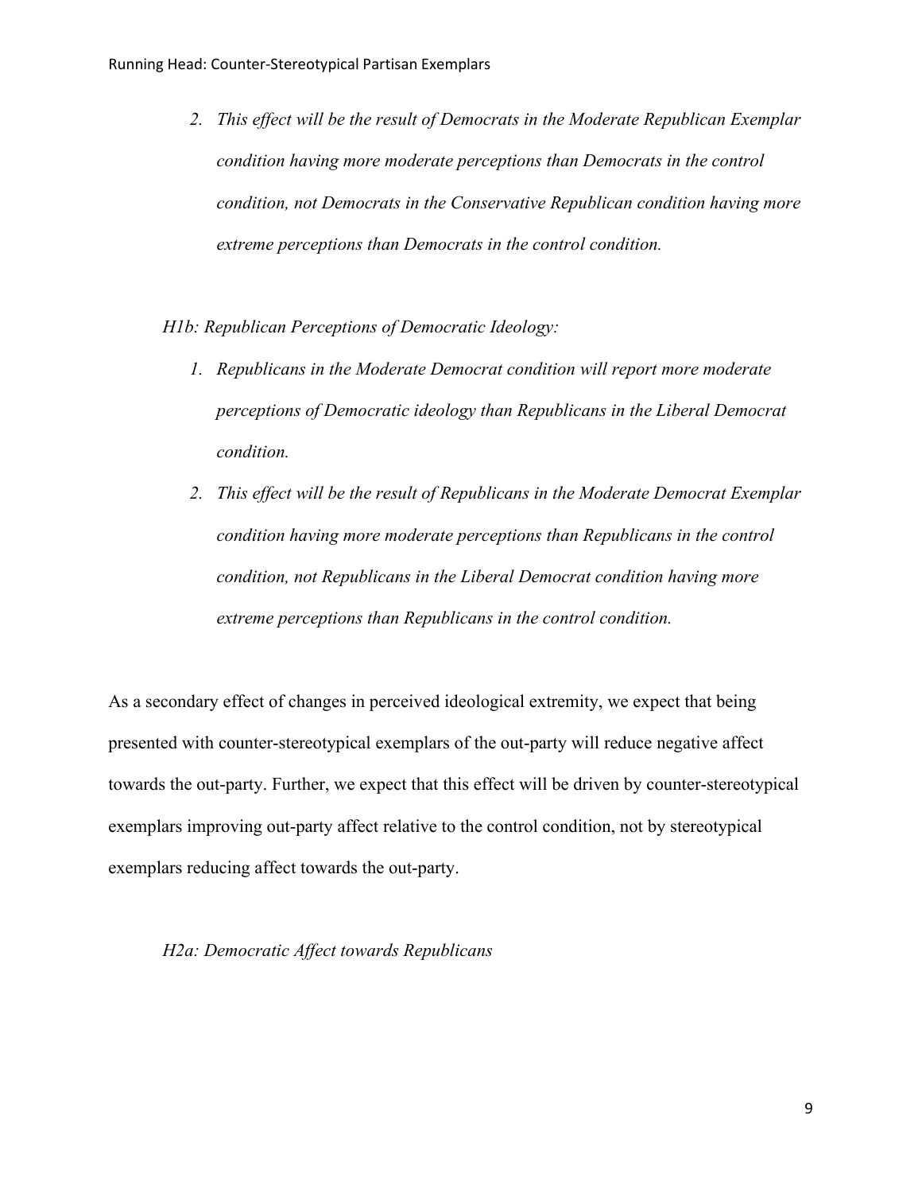2. *This effect will be the result of Democrats in the Moderate Republican Exemplar condition having more moderate perceptions than Democrats in the control condition, not Democrats in the Conservative Republican condition having more extreme perceptions than Democrats in the control condition.*

*H1b: Republican Perceptions of Democratic Ideology:*

1. *Republicans in the Moderate Democrat condition will report more moderate perceptions of Democratic ideology than Republicans in the Liberal Democrat condition.*
2. *This effect will be the result of Republicans in the Moderate Democrat Exemplar condition having more moderate perceptions than Republicans in the control condition, not Republicans in the Liberal Democrat condition having more extreme perceptions than Republicans in the control condition.*

As a secondary effect of changes in perceived ideological extremity, we expect that being presented with counter-stereotypical exemplars of the out-party will reduce negative affect towards the out-party. Further, we expect that this effect will be driven by counter-stereotypical exemplars improving out-party affect relative to the control condition, not by stereotypical exemplars reducing affect towards the out-party.

*H2a: Democratic Affect towards Republicans*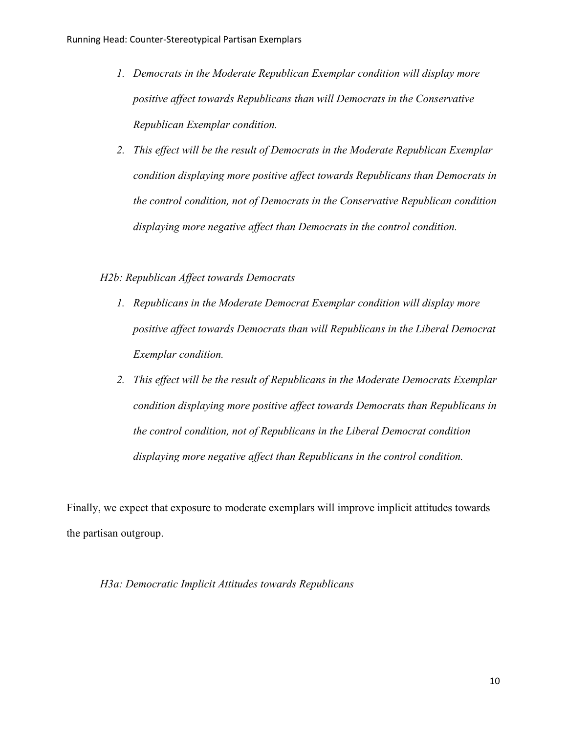1. *Democrats in the Moderate Republican Exemplar condition will display more positive affect towards Republicans than will Democrats in the Conservative Republican Exemplar condition.*
2. *This effect will be the result of Democrats in the Moderate Republican Exemplar condition displaying more positive affect towards Republicans than Democrats in the control condition, not of Democrats in the Conservative Republican condition displaying more negative affect than Democrats in the control condition.*

*H2b: Republican Affect towards Democrats*

1. *Republicans in the Moderate Democrat Exemplar condition will display more positive affect towards Democrats than will Republicans in the Liberal Democrat Exemplar condition.*
2. *This effect will be the result of Republicans in the Moderate Democrats Exemplar condition displaying more positive affect towards Democrats than Republicans in the control condition, not of Republicans in the Liberal Democrat condition displaying more negative affect than Republicans in the control condition.*

Finally, we expect that exposure to moderate exemplars will improve implicit attitudes towards the partisan outgroup.

*H3a: Democratic Implicit Attitudes towards Republicans*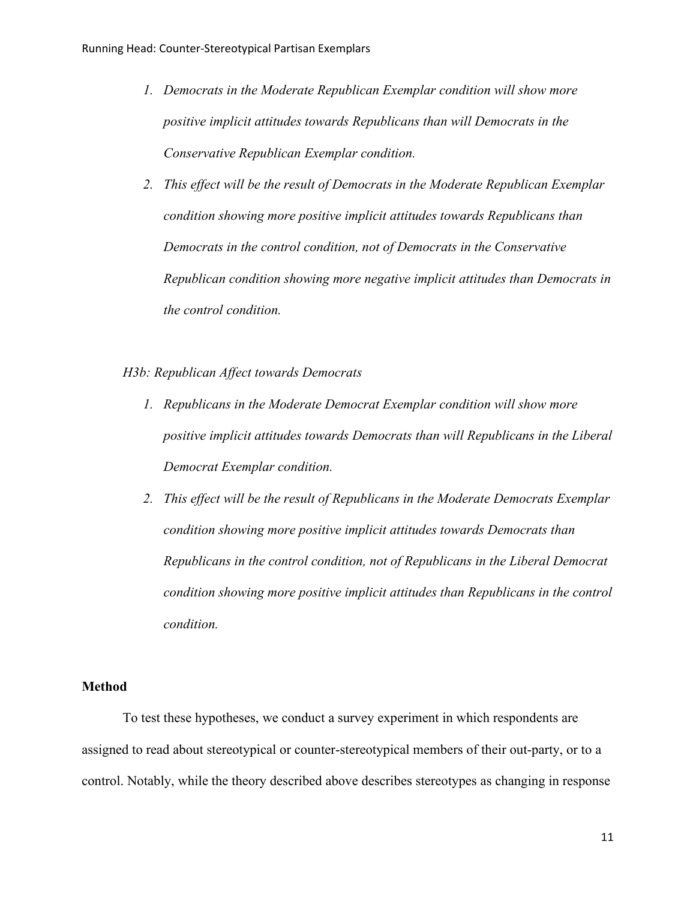1. *Democrats in the Moderate Republican Exemplar condition will show more positive implicit attitudes towards Republicans than will Democrats in the Conservative Republican Exemplar condition.*
2. *This effect will be the result of Democrats in the Moderate Republican Exemplar condition showing more positive implicit attitudes towards Republicans than Democrats in the control condition, not of Democrats in the Conservative Republican condition showing more negative implicit attitudes than Democrats in the control condition.*

*H3b: Republican Affect towards Democrats*

1. *Republicans in the Moderate Democrat Exemplar condition will show more positive implicit attitudes towards Democrats than will Republicans in the Liberal Democrat Exemplar condition.*
2. *This effect will be the result of Republicans in the Moderate Democrats Exemplar condition showing more positive implicit attitudes towards Democrats than Republicans in the control condition, not of Republicans in the Liberal Democrat condition showing more positive implicit attitudes than Republicans in the control condition.*

**Method**

To test these hypotheses, we conduct a survey experiment in which respondents are assigned to read about stereotypical or counter-stereotypical members of their out-party, or to a control. Notably, while the theory described above describes stereotypes as changing in response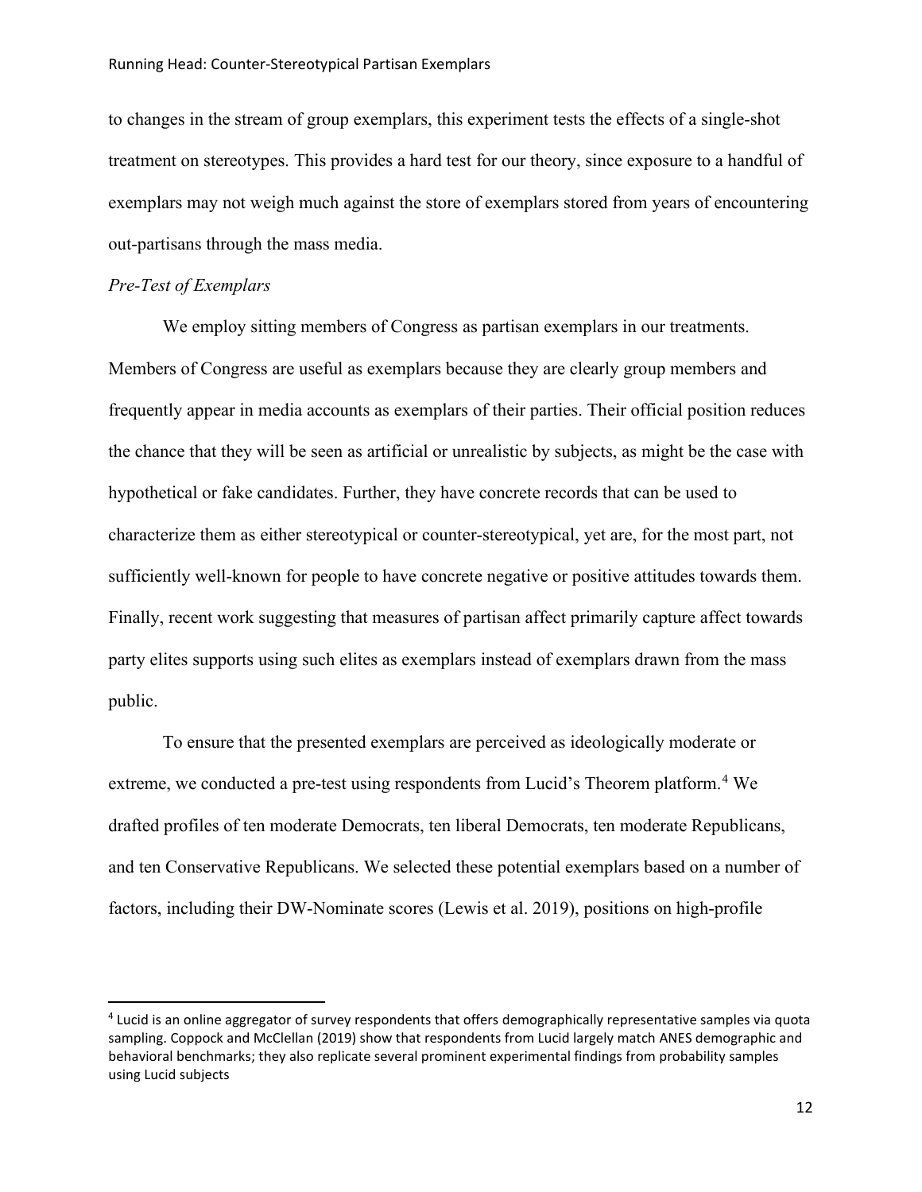to changes in the stream of group exemplars, this experiment tests the effects of a single-shot treatment on stereotypes. This provides a hard test for our theory, since exposure to a handful of exemplars may not weigh much against the store of exemplars stored from years of encountering out-partisans through the mass media.

*Pre-Test of Exemplars*

We employ sitting members of Congress as partisan exemplars in our treatments. Members of Congress are useful as exemplars because they are clearly group members and frequently appear in media accounts as exemplars of their parties. Their official position reduces the chance that they will be seen as artificial or unrealistic by subjects, as might be the case with hypothetical or fake candidates. Further, they have concrete records that can be used to characterize them as either stereotypical or counter-stereotypical, yet are, for the most part, not sufficiently well-known for people to have concrete negative or positive attitudes towards them. Finally, recent work suggesting that measures of partisan affect primarily capture affect towards party elites supports using such elites as exemplars instead of exemplars drawn from the mass public.

To ensure that the presented exemplars are perceived as ideologically moderate or extreme, we conducted a pre-test using respondents from Lucid's Theorem platform.[4] We drafted profiles of ten moderate Democrats, ten liberal Democrats, ten moderate Republicans, and ten Conservative Republicans. We selected these potential exemplars based on a number of factors, including their DW-Nominate scores (Lewis et al. 2019), positions on high-profile

[4] Lucid is an online aggregator of survey respondents that offers demographically representative samples via quota sampling. Coppock and McClellan (2019) show that respondents from Lucid largely match ANES demographic and behavioral benchmarks; they also replicate several prominent experimental findings from probability samples using Lucid subjects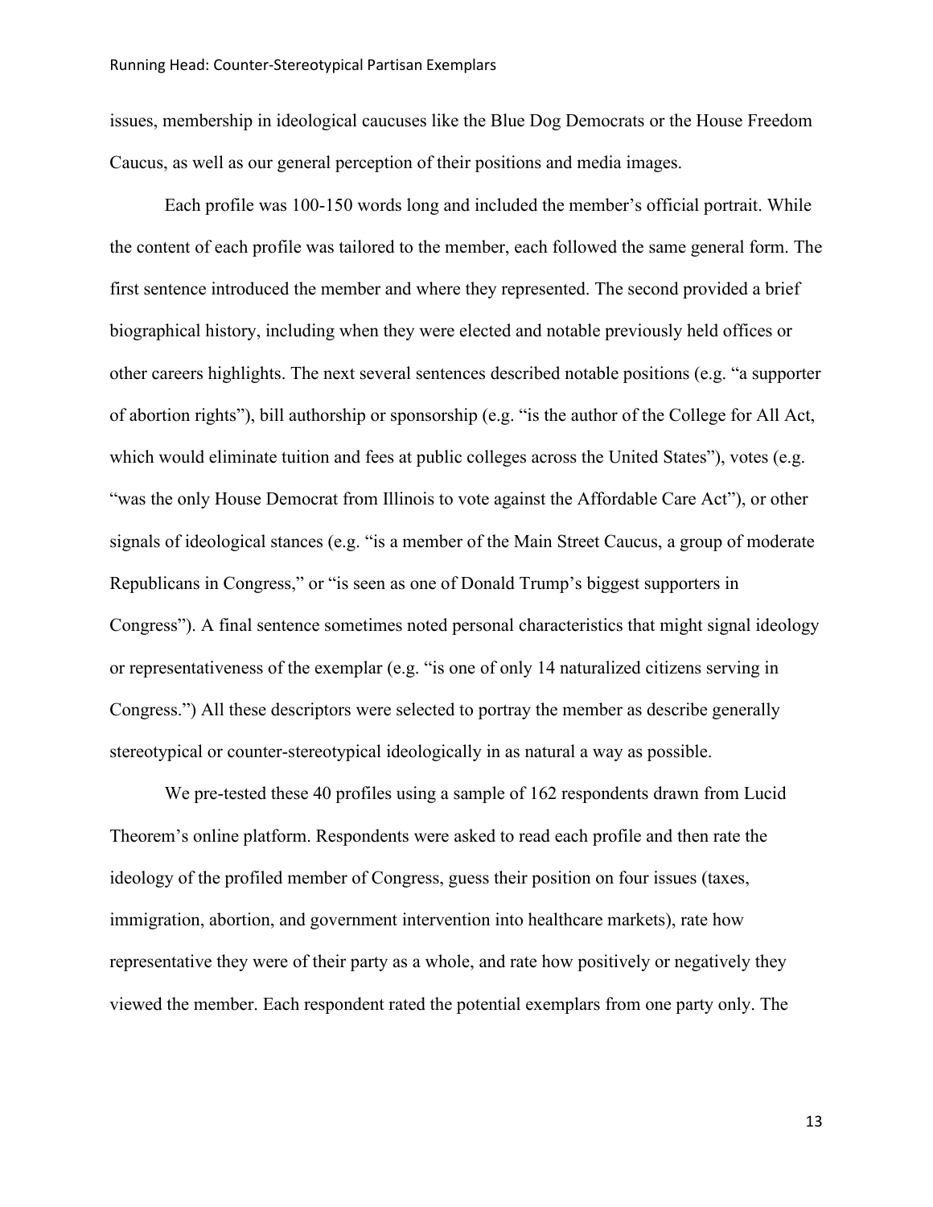issues, membership in ideological caucuses like the Blue Dog Democrats or the House Freedom Caucus, as well as our general perception of their positions and media images.

Each profile was 100-150 words long and included the member's official portrait. While the content of each profile was tailored to the member, each followed the same general form. The first sentence introduced the member and where they represented. The second provided a brief biographical history, including when they were elected and notable previously held offices or other careers highlights. The next several sentences described notable positions (e.g. "a supporter of abortion rights"), bill authorship or sponsorship (e.g. "is the author of the College for All Act, which would eliminate tuition and fees at public colleges across the United States"), votes (e.g. "was the only House Democrat from Illinois to vote against the Affordable Care Act"), or other signals of ideological stances (e.g. "is a member of the Main Street Caucus, a group of moderate Republicans in Congress," or "is seen as one of Donald Trump's biggest supporters in Congress"). A final sentence sometimes noted personal characteristics that might signal ideology or representativeness of the exemplar (e.g. "is one of only 14 naturalized citizens serving in Congress.") All these descriptors were selected to portray the member as describe generally stereotypical or counter-stereotypical ideologically in as natural a way as possible.

We pre-tested these 40 profiles using a sample of 162 respondents drawn from Lucid Theorem's online platform. Respondents were asked to read each profile and then rate the ideology of the profiled member of Congress, guess their position on four issues (taxes, immigration, abortion, and government intervention into healthcare markets), rate how representative they were of their party as a whole, and rate how positively or negatively they viewed the member. Each respondent rated the potential exemplars from one party only. The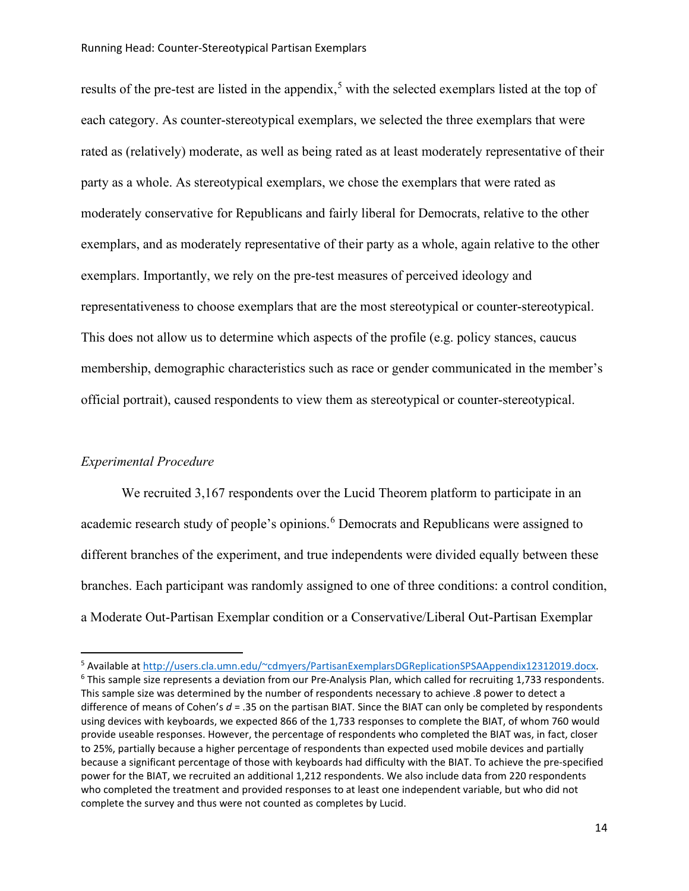results of the pre-test are listed in the appendix,[5] with the selected exemplars listed at the top of each category. As counter-stereotypical exemplars, we selected the three exemplars that were rated as (relatively) moderate, as well as being rated as at least moderately representative of their party as a whole. As stereotypical exemplars, we chose the exemplars that were rated as moderately conservative for Republicans and fairly liberal for Democrats, relative to the other exemplars, and as moderately representative of their party as a whole, again relative to the other exemplars. Importantly, we rely on the pre-test measures of perceived ideology and representativeness to choose exemplars that are the most stereotypical or counter-stereotypical. This does not allow us to determine which aspects of the profile (e.g. policy stances, caucus membership, demographic characteristics such as race or gender communicated in the member's official portrait), caused respondents to view them as stereotypical or counter-stereotypical.

*Experimental Procedure*

We recruited 3,167 respondents over the Lucid Theorem platform to participate in an academic research study of people's opinions.[6] Democrats and Republicans were assigned to different branches of the experiment, and true independents were divided equally between these branches. Each participant was randomly assigned to one of three conditions: a control condition, a Moderate Out-Partisan Exemplar condition or a Conservative/Liberal Out-Partisan Exemplar

[5] Available at http://users.cla.umn.edu/~cdmyers/PartisanExemplarsDGReplicationSPSAAppendix12312019.docx.

[6] This sample size represents a deviation from our Pre-Analysis Plan, which called for recruiting 1,733 respondents. This sample size was determined by the number of respondents necessary to achieve .8 power to detect a difference of means of Cohen's $d$ = .35 on the partisan BIAT. Since the BIAT can only be completed by respondents using devices with keyboards, we expected 866 of the 1,733 responses to complete the BIAT, of whom 760 would provide useable responses. However, the percentage of respondents who completed the BIAT was, in fact, closer to 25%, partially because a higher percentage of respondents than expected used mobile devices and partially because a significant percentage of those with keyboards had difficulty with the BIAT. To achieve the pre-specified power for the BIAT, we recruited an additional 1,212 respondents. We also include data from 220 respondents who completed the treatment and provided responses to at least one independent variable, but who did not complete the survey and thus were not counted as completes by Lucid.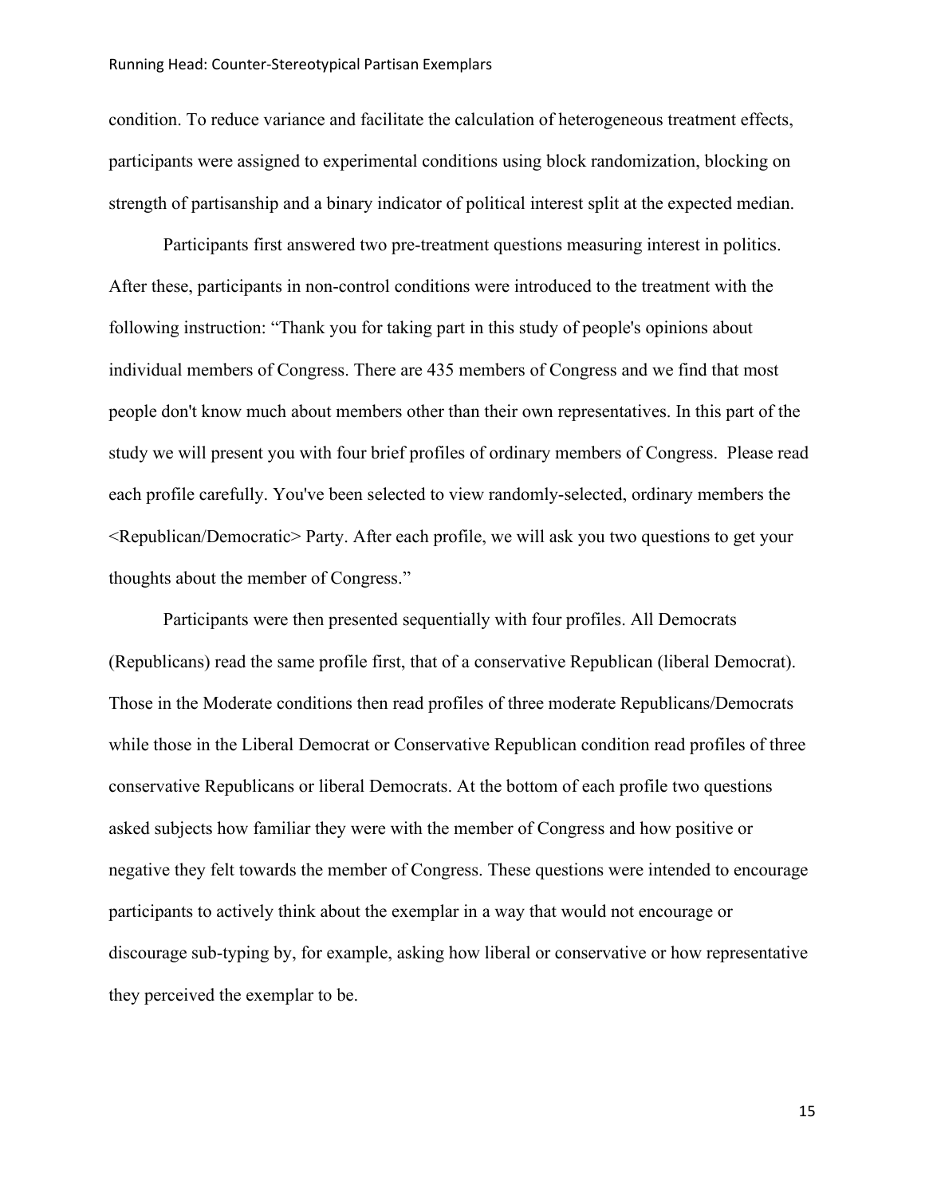condition. To reduce variance and facilitate the calculation of heterogeneous treatment effects, participants were assigned to experimental conditions using block randomization, blocking on strength of partisanship and a binary indicator of political interest split at the expected median.

Participants first answered two pre-treatment questions measuring interest in politics. After these, participants in non-control conditions were introduced to the treatment with the following instruction: "Thank you for taking part in this study of people's opinions about individual members of Congress. There are 435 members of Congress and we find that most people don't know much about members other than their own representatives. In this part of the study we will present you with four brief profiles of ordinary members of Congress. Please read each profile carefully. You've been selected to view randomly-selected, ordinary members the <Republican/Democratic> Party. After each profile, we will ask you two questions to get your thoughts about the member of Congress."

Participants were then presented sequentially with four profiles. All Democrats (Republicans) read the same profile first, that of a conservative Republican (liberal Democrat). Those in the Moderate conditions then read profiles of three moderate Republicans/Democrats while those in the Liberal Democrat or Conservative Republican condition read profiles of three conservative Republicans or liberal Democrats. At the bottom of each profile two questions asked subjects how familiar they were with the member of Congress and how positive or negative they felt towards the member of Congress. These questions were intended to encourage participants to actively think about the exemplar in a way that would not encourage or discourage sub-typing by, for example, asking how liberal or conservative or how representative they perceived the exemplar to be.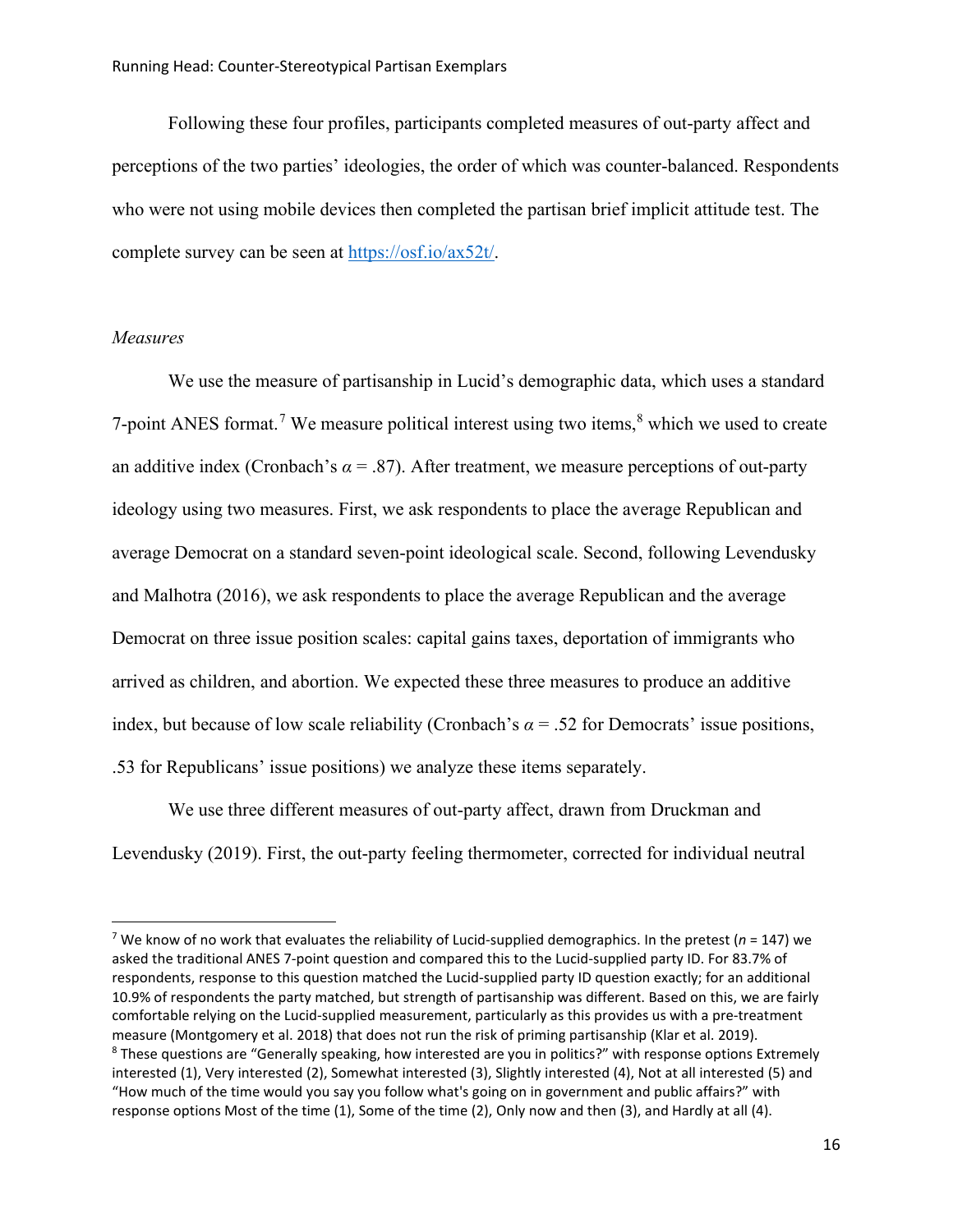Following these four profiles, participants completed measures of out-party affect and perceptions of the two parties' ideologies, the order of which was counter-balanced. Respondents who were not using mobile devices then completed the partisan brief implicit attitude test. The complete survey can be seen at https://osf.io/ax52t/.

*Measures*

We use the measure of partisanship in Lucid's demographic data, which uses a standard 7-point ANES format.[7] We measure political interest using two items,[8] which we used to create an additive index (Cronbach's $\alpha = .87$). After treatment, we measure perceptions of out-party ideology using two measures. First, we ask respondents to place the average Republican and average Democrat on a standard seven-point ideological scale. Second, following Levendusky and Malhotra (2016), we ask respondents to place the average Republican and the average Democrat on three issue position scales: capital gains taxes, deportation of immigrants who arrived as children, and abortion. We expected these three measures to produce an additive index, but because of low scale reliability (Cronbach's $\alpha = .52$ for Democrats' issue positions, .53 for Republicans' issue positions) we analyze these items separately.

We use three different measures of out-party affect, drawn from Druckman and Levendusky (2019). First, the out-party feeling thermometer, corrected for individual neutral

[7] We know of no work that evaluates the reliability of Lucid-supplied demographics. In the pretest ($n = 147$) we asked the traditional ANES 7-point question and compared this to the Lucid-supplied party ID. For 83.7% of respondents, response to this question matched the Lucid-supplied party ID question exactly; for an additional 10.9% of respondents the party matched, but strength of partisanship was different. Based on this, we are fairly comfortable relying on the Lucid-supplied measurement, particularly as this provides us with a pre-treatment measure (Montgomery et al. 2018) that does not run the risk of priming partisanship (Klar et al. 2019).

[8] These questions are "Generally speaking, how interested are you in politics?" with response options Extremely interested (1), Very interested (2), Somewhat interested (3), Slightly interested (4), Not at all interested (5) and "How much of the time would you say you follow what's going on in government and public affairs?" with response options Most of the time (1), Some of the time (2), Only now and then (3), and Hardly at all (4).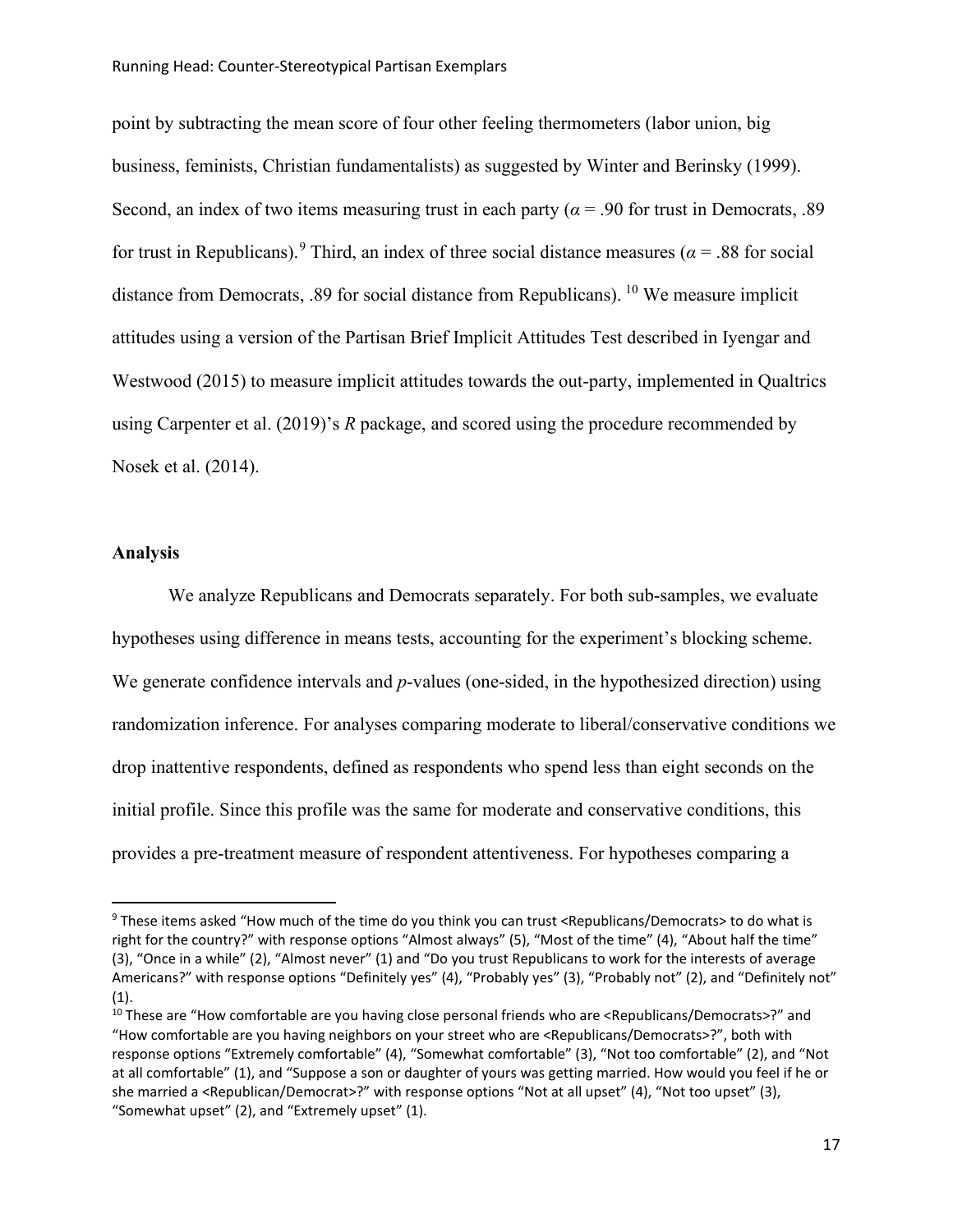point by subtracting the mean score of four other feeling thermometers (labor union, big business, feminists, Christian fundamentalists) as suggested by Winter and Berinsky (1999). Second, an index of two items measuring trust in each party ($\alpha$ = .90 for trust in Democrats, .89 for trust in Republicans).[9] Third, an index of three social distance measures ($\alpha$ = .88 for social distance from Democrats, .89 for social distance from Republicans).[10] We measure implicit attitudes using a version of the Partisan Brief Implicit Attitudes Test described in Iyengar and Westwood (2015) to measure implicit attitudes towards the out-party, implemented in Qualtrics using Carpenter et al. (2019)'s *R* package, and scored using the procedure recommended by Nosek et al. (2014).

## Analysis

We analyze Republicans and Democrats separately. For both sub-samples, we evaluate hypotheses using difference in means tests, accounting for the experiment's blocking scheme. We generate confidence intervals and *p*-values (one-sided, in the hypothesized direction) using randomization inference. For analyses comparing moderate to liberal/conservative conditions we drop inattentive respondents, defined as respondents who spend less than eight seconds on the initial profile. Since this profile was the same for moderate and conservative conditions, this provides a pre-treatment measure of respondent attentiveness. For hypotheses comparing a

---

[9] These items asked "How much of the time do you think you can trust <Republicans/Democrats> to do what is right for the country?" with response options "Almost always" (5), "Most of the time" (4), "About half the time" (3), "Once in a while" (2), "Almost never" (1) and "Do you trust Republicans to work for the interests of average Americans?" with response options "Definitely yes" (4), "Probably yes" (3), "Probably not" (2), and "Definitely not" (1).

[10] These are "How comfortable are you having close personal friends who are <Republicans/Democrats>?" and "How comfortable are you having neighbors on your street who are <Republicans/Democrats>?", both with response options "Extremely comfortable" (4), "Somewhat comfortable" (3), "Not too comfortable" (2), and "Not at all comfortable" (1), and "Suppose a son or daughter of yours was getting married. How would you feel if he or she married a <Republican/Democrat>?" with response options "Not at all upset" (4), "Not too upset" (3), "Somewhat upset" (2), and "Extremely upset" (1).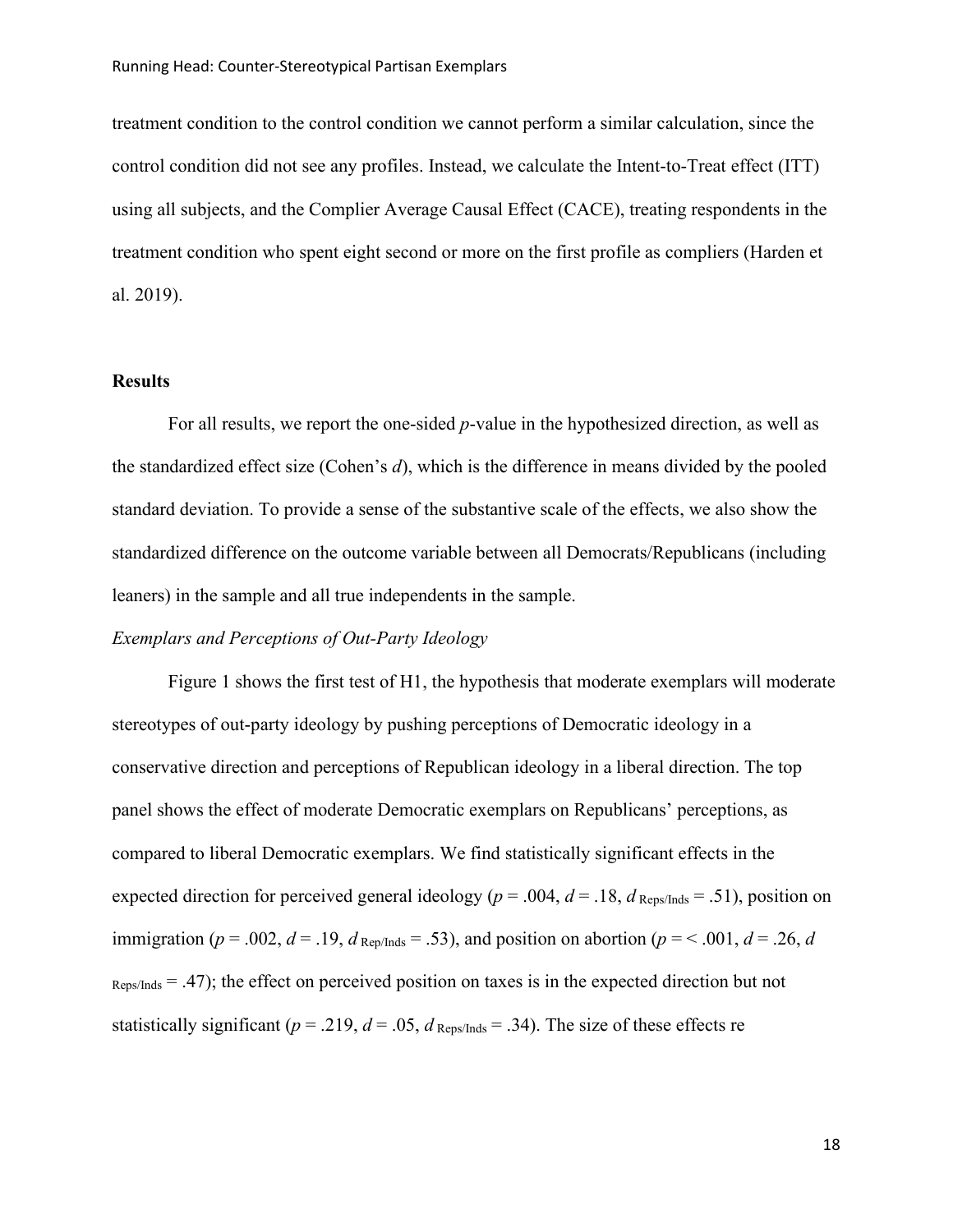treatment condition to the control condition we cannot perform a similar calculation, since the control condition did not see any profiles. Instead, we calculate the Intent-to-Treat effect (ITT) using all subjects, and the Complier Average Causal Effect (CACE), treating respondents in the treatment condition who spent eight second or more on the first profile as compliers (Harden et al. 2019).

## Results

For all results, we report the one-sided *p*-value in the hypothesized direction, as well as the standardized effect size (Cohen's *d*), which is the difference in means divided by the pooled standard deviation. To provide a sense of the substantive scale of the effects, we also show the standardized difference on the outcome variable between all Democrats/Republicans (including leaners) in the sample and all true independents in the sample.

### *Exemplars and Perceptions of Out-Party Ideology*

Figure 1 shows the first test of H1, the hypothesis that moderate exemplars will moderate stereotypes of out-party ideology by pushing perceptions of Democratic ideology in a conservative direction and perceptions of Republican ideology in a liberal direction. The top panel shows the effect of moderate Democratic exemplars on Republicans' perceptions, as compared to liberal Democratic exemplars. We find statistically significant effects in the expected direction for perceived general ideology ($p = .004$, $d = .18$, $d_{\text{Reps/Inds}} = .51$), position on immigration ($p = .002$, $d = .19$, $d_{\text{Rep/Inds}} = .53$), and position on abortion ($p = < .001$, $d = .26$, $d_{\text{Reps/Inds}} = .47$); the effect on perceived position on taxes is in the expected direction but not statistically significant ($p = .219$, $d = .05$, $d_{\text{Reps/Inds}} = .34$). The size of these effects re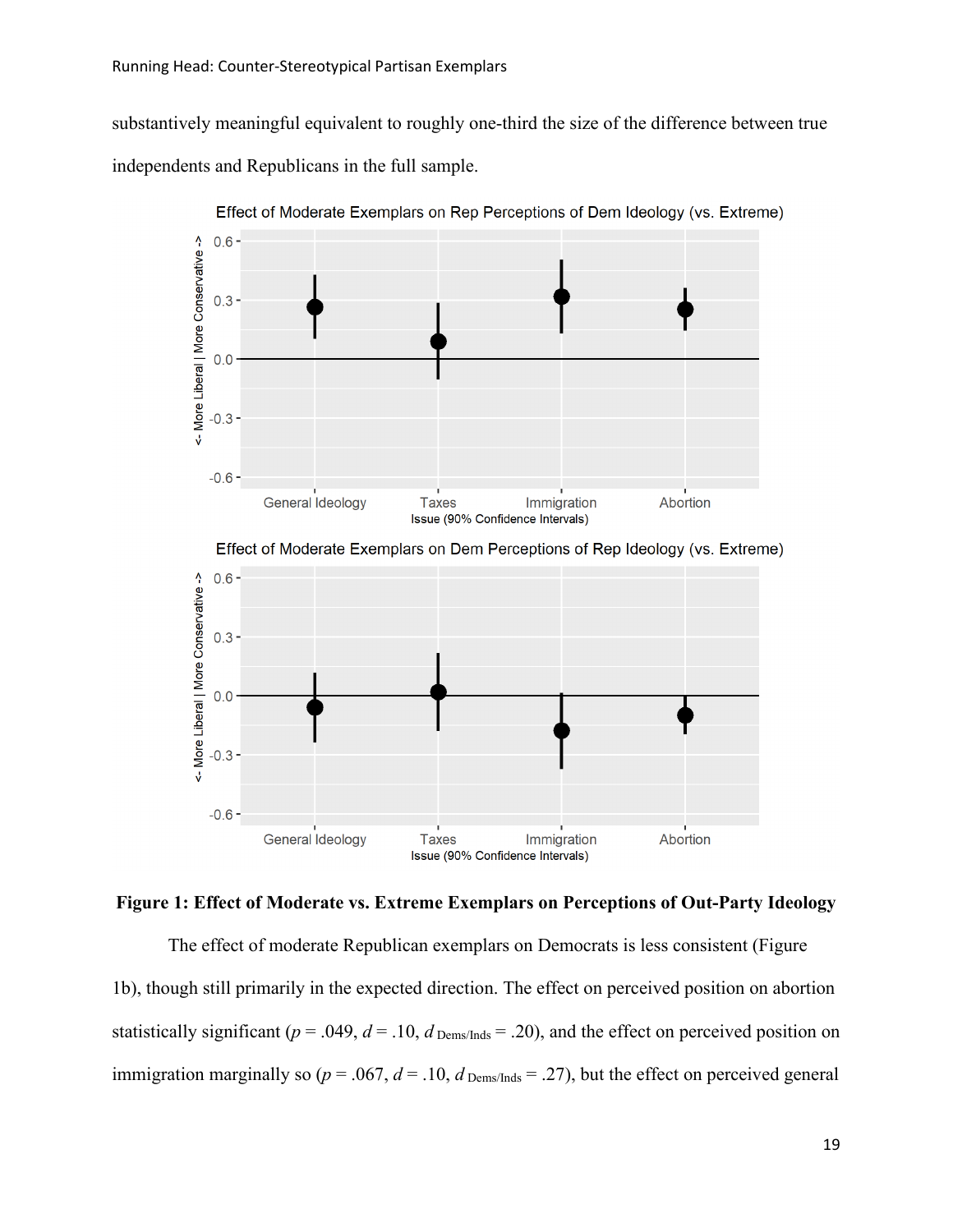substantively meaningful equivalent to roughly one-third the size of the difference between true independents and Republicans in the full sample.

**Figure 1: Effect of Moderate vs. Extreme Exemplars on Perceptions of Out-Party Ideology**

The effect of moderate Republican exemplars on Democrats is less consistent (Figure 1b), though still primarily in the expected direction. The effect on perceived position on abortion statistically significant ($p$ = .049, $d$ = .10, $d_{\text{Dems/Inds}}$ = .20), and the effect on perceived position on immigration marginally so ($p$ = .067, $d$ = .10, $d_{\text{Dems/Inds}}$ = .27), but the effect on perceived general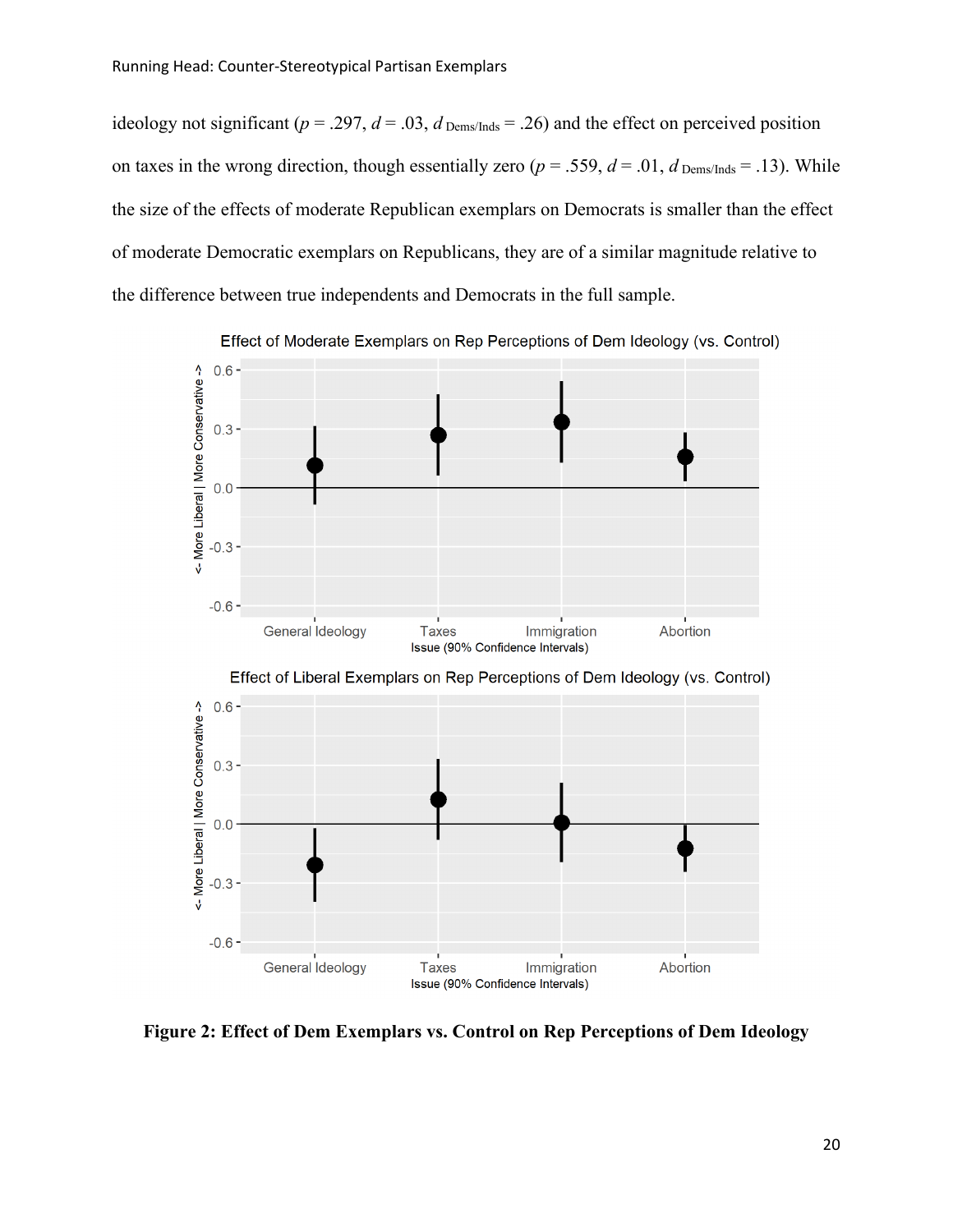ideology not significant ($p$ = .297, $d$ = .03, $d_{\text{Dems/Inds}}$ = .26) and the effect on perceived position on taxes in the wrong direction, though essentially zero ($p$ = .559, $d$ = .01, $d_{\text{Dems/Inds}}$ = .13). While the size of the effects of moderate Republican exemplars on Democrats is smaller than the effect of moderate Democratic exemplars on Republicans, they are of a similar magnitude relative to the difference between true independents and Democrats in the full sample.

**Figure 2: Effect of Dem Exemplars vs. Control on Rep Perceptions of Dem Ideology**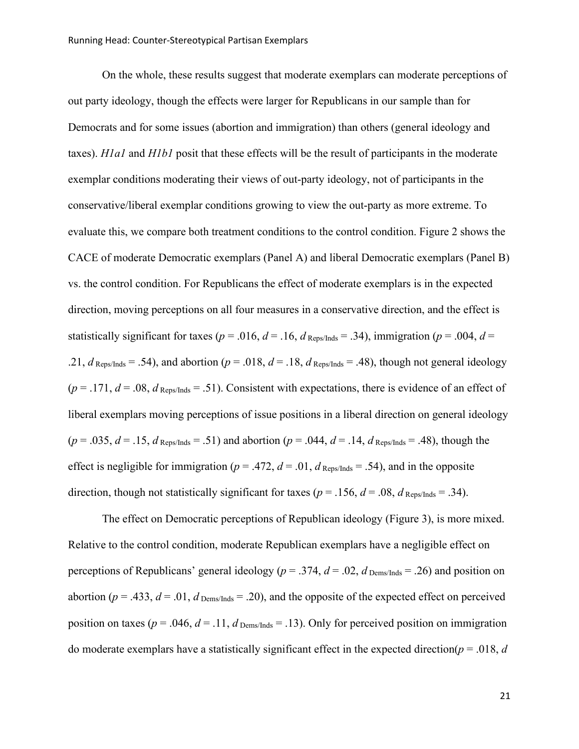On the whole, these results suggest that moderate exemplars can moderate perceptions of out party ideology, though the effects were larger for Republicans in our sample than for Democrats and for some issues (abortion and immigration) than others (general ideology and taxes). *H1a1* and *H1b1* posit that these effects will be the result of participants in the moderate exemplar conditions moderating their views of out-party ideology, not of participants in the conservative/liberal exemplar conditions growing to view the out-party as more extreme. To evaluate this, we compare both treatment conditions to the control condition. Figure 2 shows the CACE of moderate Democratic exemplars (Panel A) and liberal Democratic exemplars (Panel B) vs. the control condition. For Republicans the effect of moderate exemplars is in the expected direction, moving perceptions on all four measures in a conservative direction, and the effect is statistically significant for taxes ($p$ = .016, $d$ = .16, $d_{\text{Reps/Inds}}$ = .34), immigration ($p$ = .004, $d$ = .21, $d_{\text{Reps/Inds}}$ = .54), and abortion ($p$ = .018, $d$ = .18, $d_{\text{Reps/Inds}}$ = .48), though not general ideology ($p$ = .171, $d$ = .08, $d_{\text{Reps/Inds}}$ = .51). Consistent with expectations, there is evidence of an effect of liberal exemplars moving perceptions of issue positions in a liberal direction on general ideology ($p$ = .035, $d$ = .15, $d_{\text{Reps/Inds}}$ = .51) and abortion ($p$ = .044, $d$ = .14, $d_{\text{Reps/Inds}}$ = .48), though the effect is negligible for immigration ($p$ = .472, $d$ = .01, $d_{\text{Reps/Inds}}$ = .54), and in the opposite direction, though not statistically significant for taxes ($p$ = .156, $d$ = .08, $d_{\text{Reps/Inds}}$ = .34).

The effect on Democratic perceptions of Republican ideology (Figure 3), is more mixed. Relative to the control condition, moderate Republican exemplars have a negligible effect on perceptions of Republicans' general ideology ($p$ = .374, $d$ = .02, $d_{\text{Dems/Inds}}$ = .26) and position on abortion ($p$ = .433, $d$ = .01, $d_{\text{Dems/Inds}}$ = .20), and the opposite of the expected effect on perceived position on taxes ($p$ = .046, $d$ = .11, $d_{\text{Dems/Inds}}$ = .13). Only for perceived position on immigration do moderate exemplars have a statistically significant effect in the expected direction($p$ = .018, $d$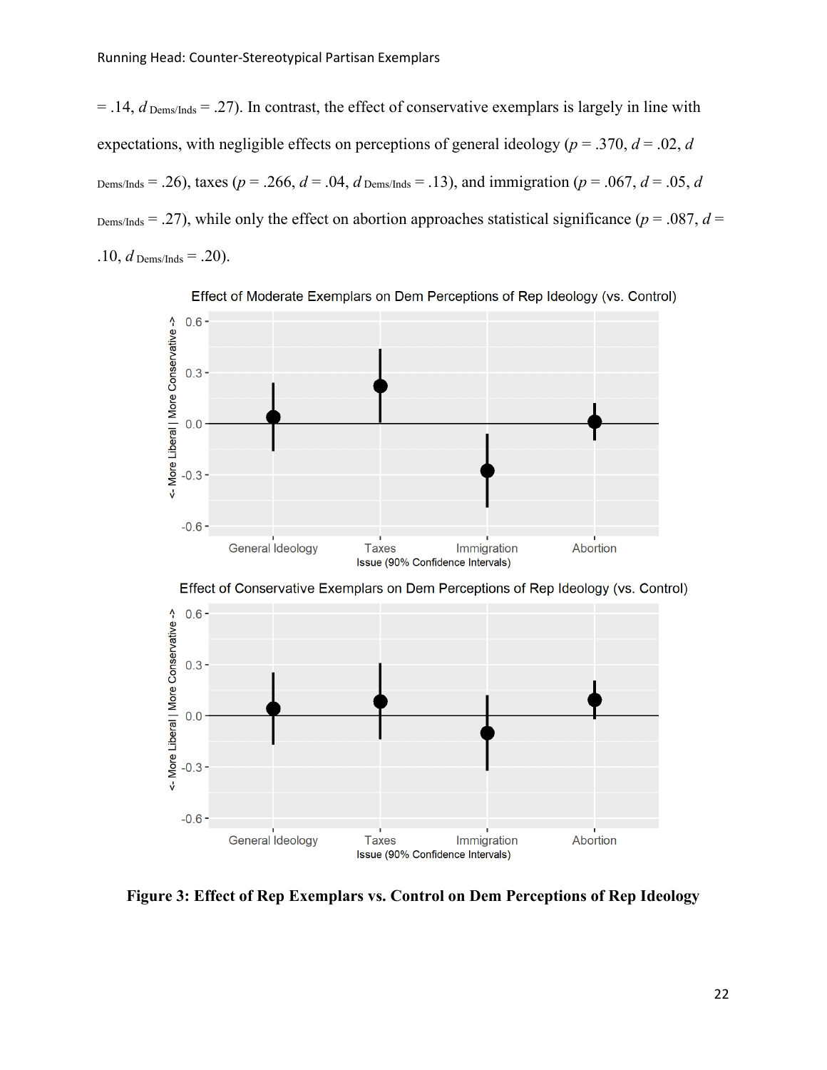= .14, $d_{\text{Dems/Inds}}$ = .27). In contrast, the effect of conservative exemplars is largely in line with expectations, with negligible effects on perceptions of general ideology ($p$ = .370, $d$ = .02, $d_{\text{Dems/Inds}}$ = .26), taxes ($p$ = .266, $d$ = .04, $d_{\text{Dems/Inds}}$ = .13), and immigration ($p$ = .067, $d$ = .05, $d_{\text{Dems/Inds}}$ = .27), while only the effect on abortion approaches statistical significance ($p$ = .087, $d$ = .10, $d_{\text{Dems/Inds}}$ = .20).

**Figure 3: Effect of Rep Exemplars vs. Control on Dem Perceptions of Rep Ideology**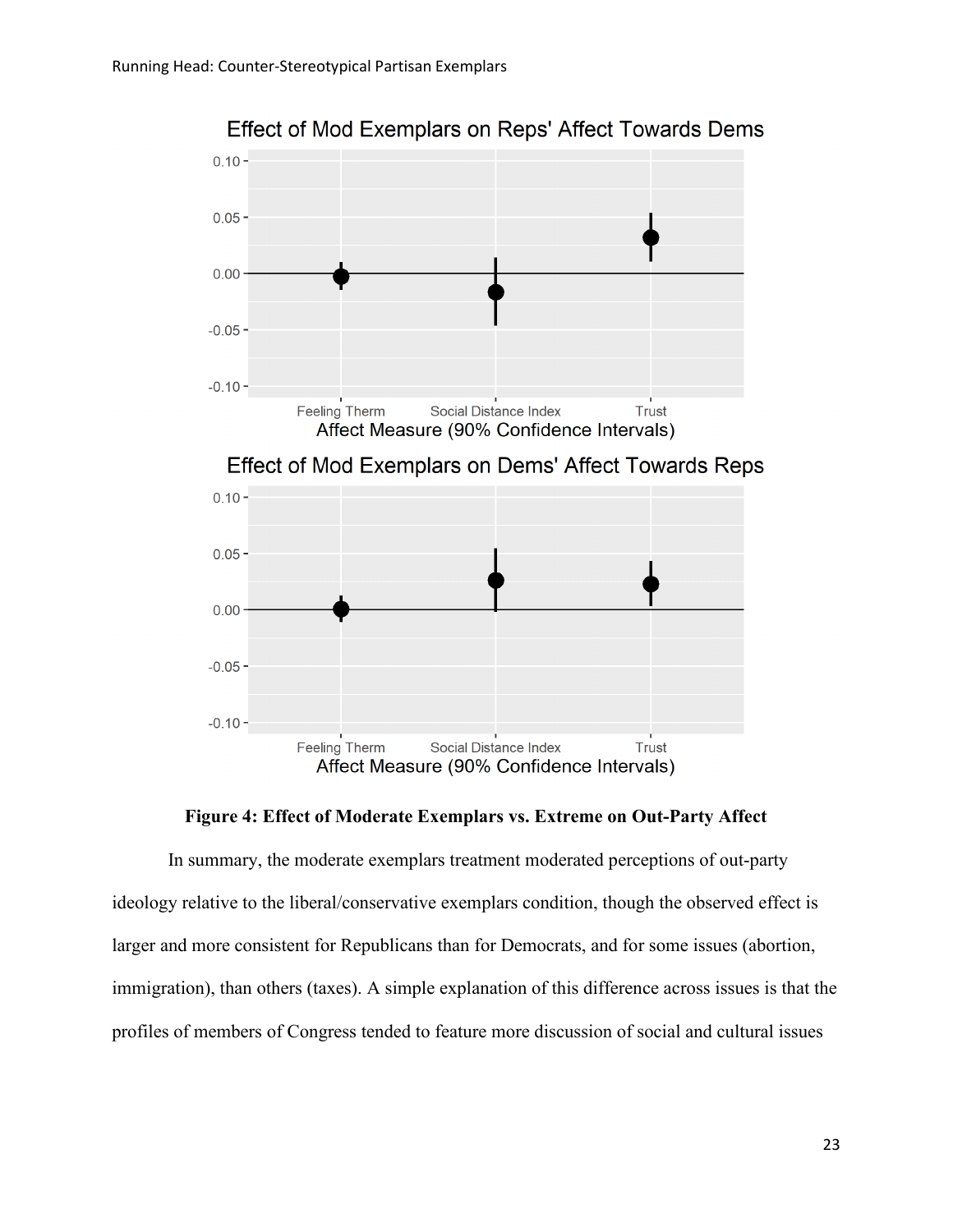**Figure 4: Effect of Moderate Exemplars vs. Extreme on Out-Party Affect**

In summary, the moderate exemplars treatment moderated perceptions of out-party ideology relative to the liberal/conservative exemplars condition, though the observed effect is larger and more consistent for Republicans than for Democrats, and for some issues (abortion, immigration), than others (taxes). A simple explanation of this difference across issues is that the profiles of members of Congress tended to feature more discussion of social and cultural issues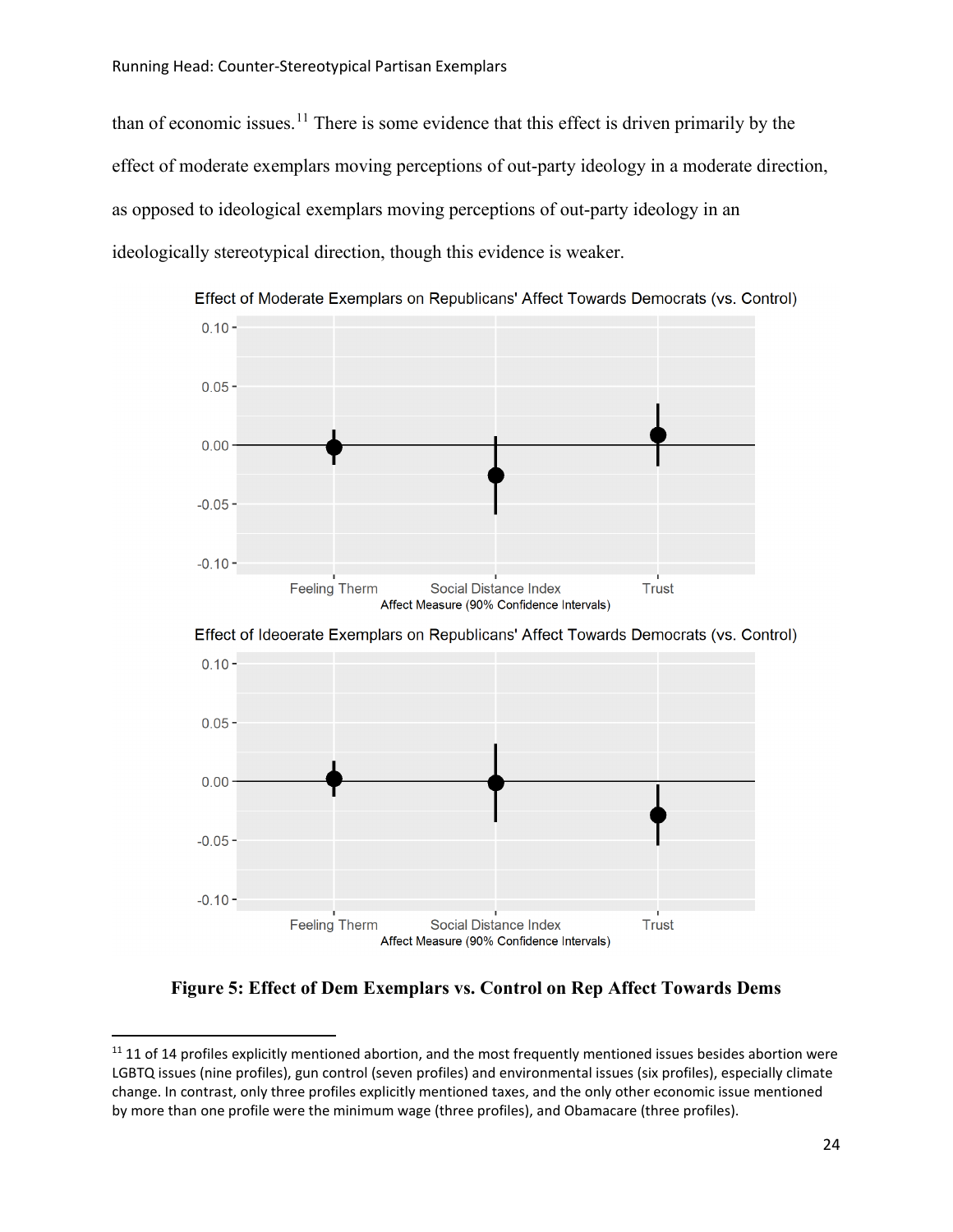than of economic issues.[11] There is some evidence that this effect is driven primarily by the effect of moderate exemplars moving perceptions of out-party ideology in a moderate direction, as opposed to ideological exemplars moving perceptions of out-party ideology in an ideologically stereotypical direction, though this evidence is weaker.

**Figure 5: Effect of Dem Exemplars vs. Control on Rep Affect Towards Dems**

[11] 11 of 14 profiles explicitly mentioned abortion, and the most frequently mentioned issues besides abortion were LGBTQ issues (nine profiles), gun control (seven profiles) and environmental issues (six profiles), especially climate change. In contrast, only three profiles explicitly mentioned taxes, and the only other economic issue mentioned by more than one profile were the minimum wage (three profiles), and Obamacare (three profiles).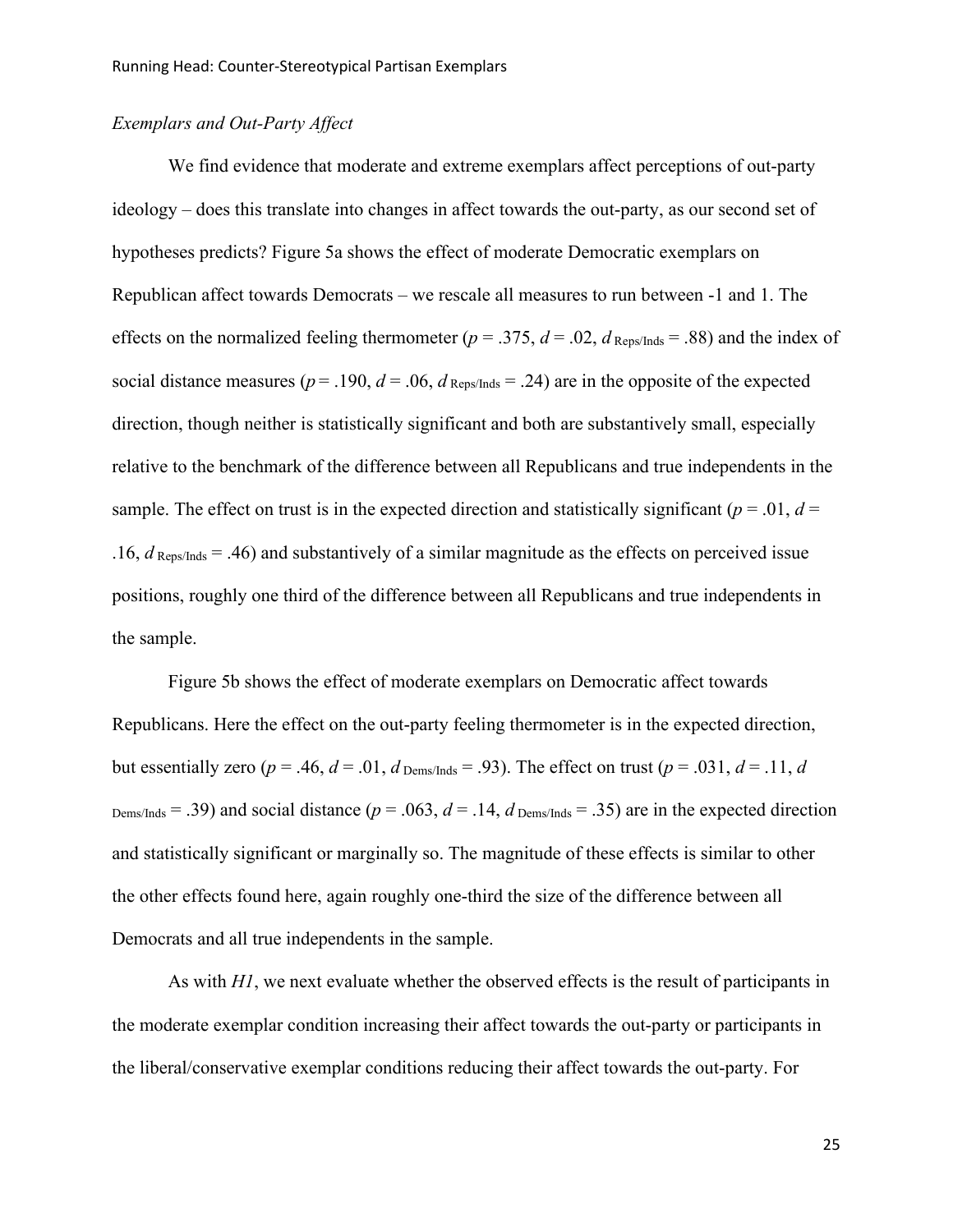*Exemplars and Out-Party Affect*

We find evidence that moderate and extreme exemplars affect perceptions of out-party ideology – does this translate into changes in affect towards the out-party, as our second set of hypotheses predicts? Figure 5a shows the effect of moderate Democratic exemplars on Republican affect towards Democrats – we rescale all measures to run between -1 and 1. The effects on the normalized feeling thermometer ($p$ = .375, $d$ = .02, $d_{\text{Reps/Inds}}$ = .88) and the index of social distance measures ($p$ = .190, $d$ = .06, $d_{\text{Reps/Inds}}$ = .24) are in the opposite of the expected direction, though neither is statistically significant and both are substantively small, especially relative to the benchmark of the difference between all Republicans and true independents in the sample. The effect on trust is in the expected direction and statistically significant ($p$ = .01, $d$ = .16, $d_{\text{Reps/Inds}}$ = .46) and substantively of a similar magnitude as the effects on perceived issue positions, roughly one third of the difference between all Republicans and true independents in the sample.

Figure 5b shows the effect of moderate exemplars on Democratic affect towards Republicans. Here the effect on the out-party feeling thermometer is in the expected direction, but essentially zero ($p$ = .46, $d$ = .01, $d_{\text{Dems/Inds}}$ = .93). The effect on trust ($p$ = .031, $d$ = .11, $d_{\text{Dems/Inds}}$ = .39) and social distance ($p$ = .063, $d$ = .14, $d_{\text{Dems/Inds}}$ = .35) are in the expected direction and statistically significant or marginally so. The magnitude of these effects is similar to other the other effects found here, again roughly one-third the size of the difference between all Democrats and all true independents in the sample.

As with *H1*, we next evaluate whether the observed effects is the result of participants in the moderate exemplar condition increasing their affect towards the out-party or participants in the liberal/conservative exemplar conditions reducing their affect towards the out-party. For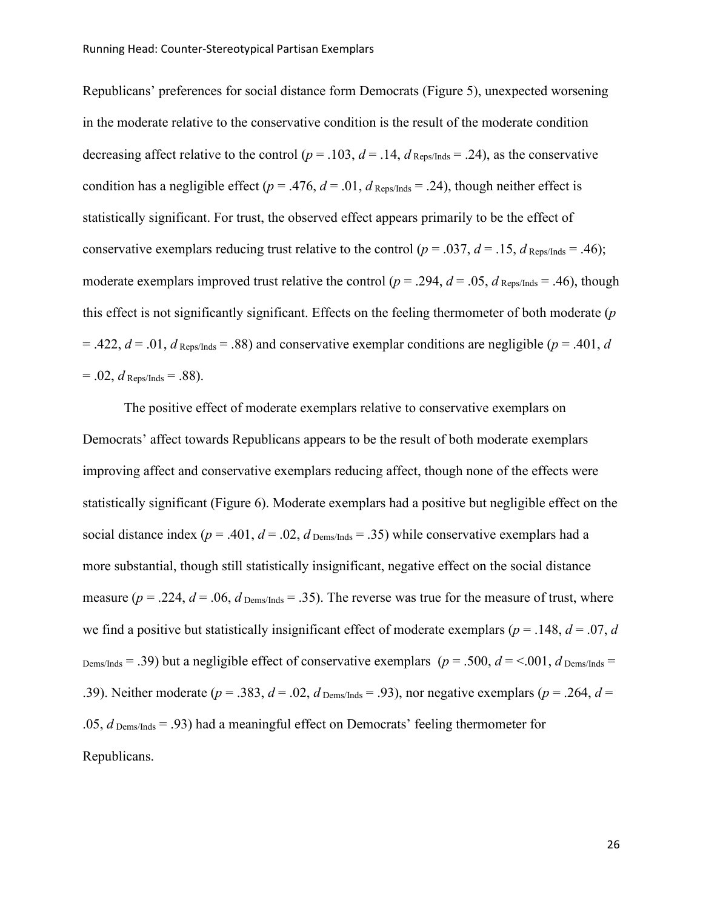Republicans' preferences for social distance form Democrats (Figure 5), unexpected worsening in the moderate relative to the conservative condition is the result of the moderate condition decreasing affect relative to the control ($p$ = .103, $d$ = .14, $d_{\text{Reps/Inds}}$ = .24), as the conservative condition has a negligible effect ($p$ = .476, $d$ = .01, $d_{\text{Reps/Inds}}$ = .24), though neither effect is statistically significant. For trust, the observed effect appears primarily to be the effect of conservative exemplars reducing trust relative to the control ($p$ = .037, $d$ = .15, $d_{\text{Reps/Inds}}$ = .46); moderate exemplars improved trust relative the control ($p$ = .294, $d$ = .05, $d_{\text{Reps/Inds}}$ = .46), though this effect is not significantly significant. Effects on the feeling thermometer of both moderate ($p$ = .422, $d$ = .01, $d_{\text{Reps/Inds}}$ = .88) and conservative exemplar conditions are negligible ($p$ = .401, $d$ = .02, $d_{\text{Reps/Inds}}$ = .88).

The positive effect of moderate exemplars relative to conservative exemplars on Democrats' affect towards Republicans appears to be the result of both moderate exemplars improving affect and conservative exemplars reducing affect, though none of the effects were statistically significant (Figure 6). Moderate exemplars had a positive but negligible effect on the social distance index ($p$ = .401, $d$ = .02, $d_{\text{Dems/Inds}}$ = .35) while conservative exemplars had a more substantial, though still statistically insignificant, negative effect on the social distance measure ($p$ = .224, $d$ = .06, $d_{\text{Dems/Inds}}$ = .35). The reverse was true for the measure of trust, where we find a positive but statistically insignificant effect of moderate exemplars ($p$ = .148, $d$ = .07, $d_{\text{Dems/Inds}}$ = .39) but a negligible effect of conservative exemplars ($p$ = .500, $d$ = <.001, $d_{\text{Dems/Inds}}$ = .39). Neither moderate ($p$ = .383, $d$ = .02, $d_{\text{Dems/Inds}}$ = .93), nor negative exemplars ($p$ = .264, $d$ = .05, $d_{\text{Dems/Inds}}$ = .93) had a meaningful effect on Democrats' feeling thermometer for Republicans.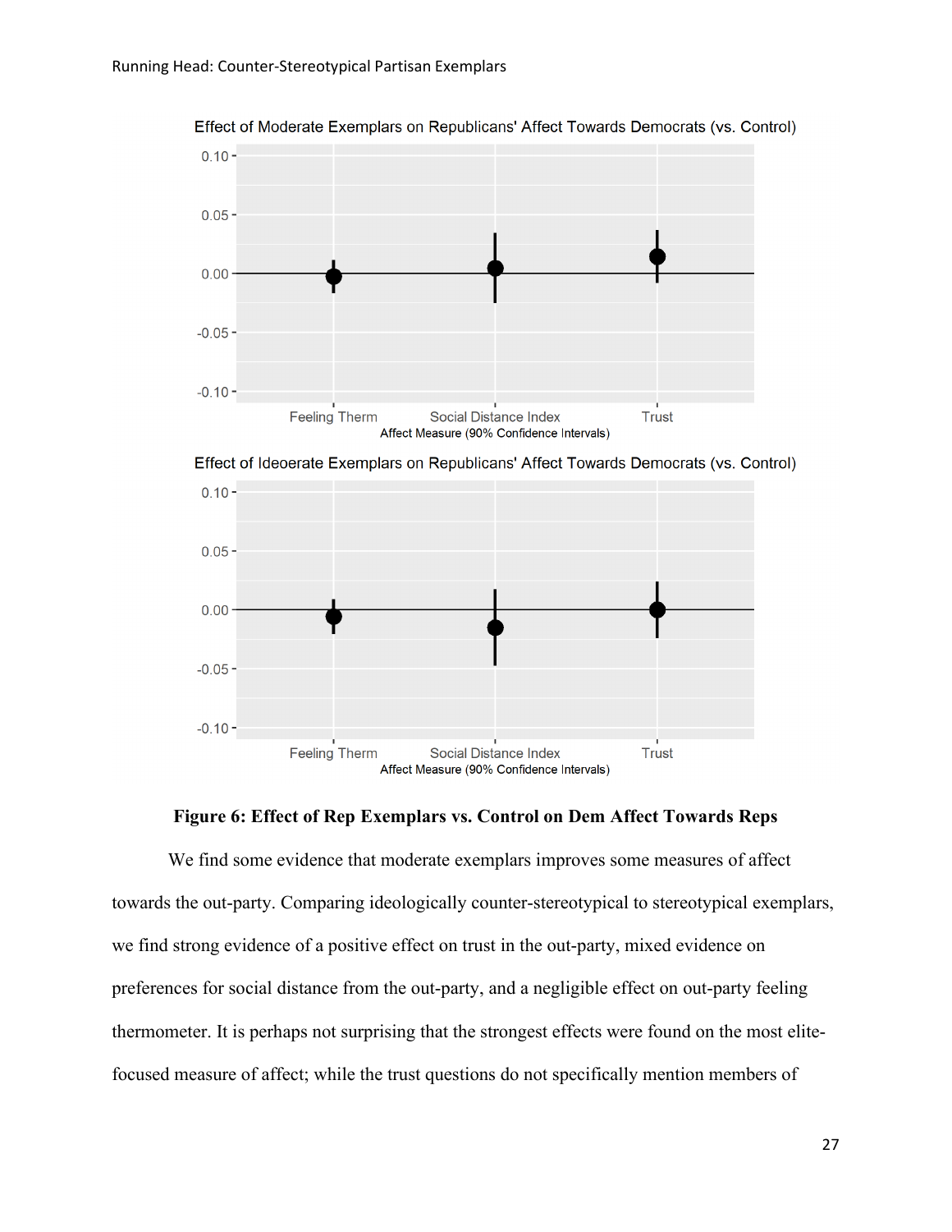**Figure 6: Effect of Rep Exemplars vs. Control on Dem Affect Towards Reps**

We find some evidence that moderate exemplars improves some measures of affect towards the out-party. Comparing ideologically counter-stereotypical to stereotypical exemplars, we find strong evidence of a positive effect on trust in the out-party, mixed evidence on preferences for social distance from the out-party, and a negligible effect on out-party feeling thermometer. It is perhaps not surprising that the strongest effects were found on the most elite-focused measure of affect; while the trust questions do not specifically mention members of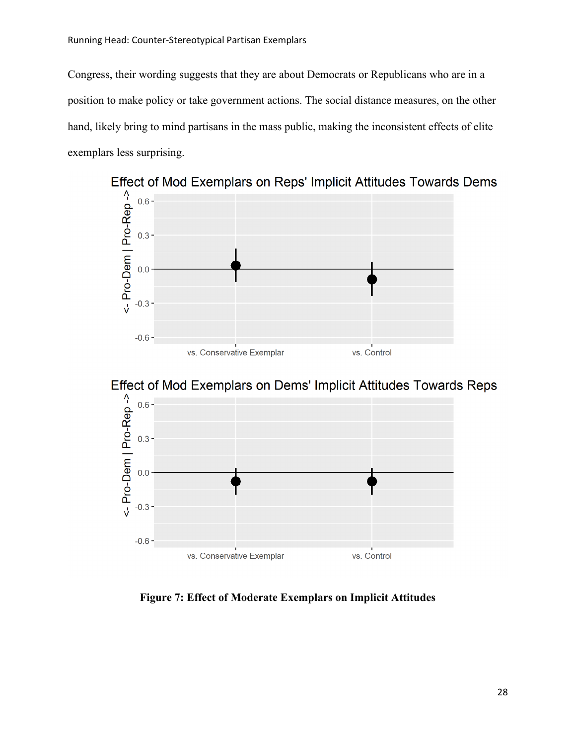Congress, their wording suggests that they are about Democrats or Republicans who are in a position to make policy or take government actions. The social distance measures, on the other hand, likely bring to mind partisans in the mass public, making the inconsistent effects of elite exemplars less surprising.

**Figure 7: Effect of Moderate Exemplars on Implicit Attitudes**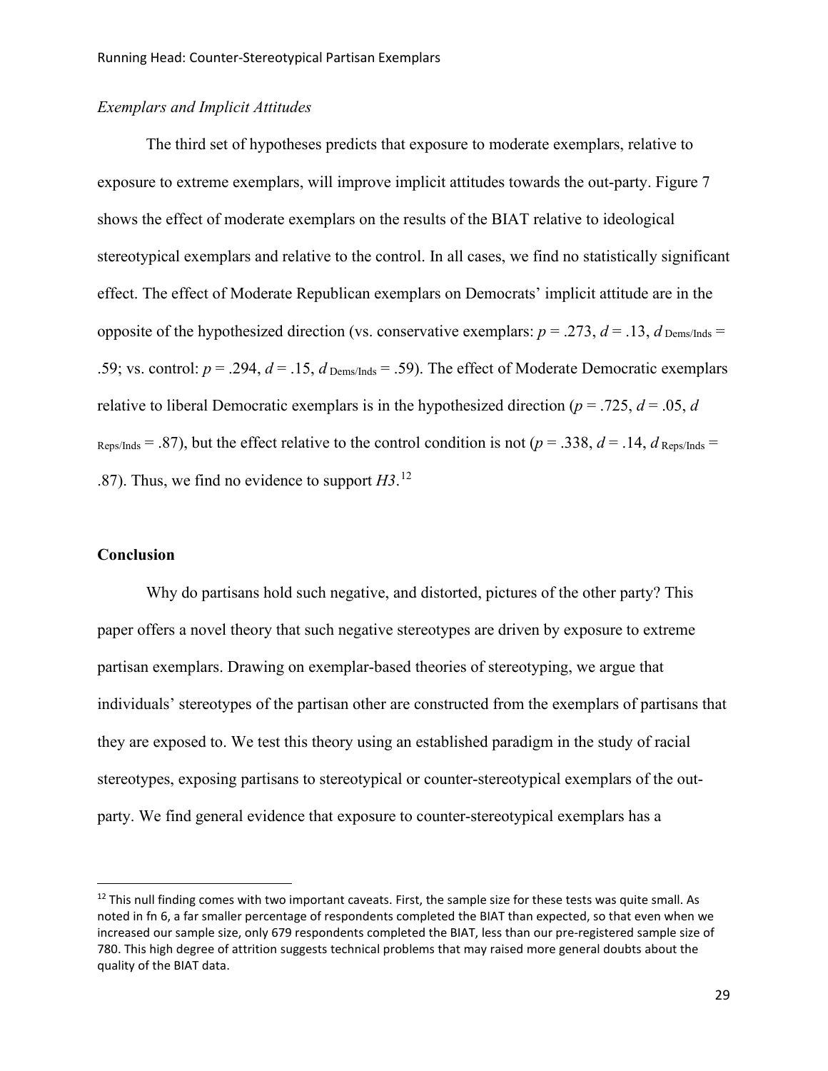### *Exemplars and Implicit Attitudes*

The third set of hypotheses predicts that exposure to moderate exemplars, relative to exposure to extreme exemplars, will improve implicit attitudes towards the out-party. Figure 7 shows the effect of moderate exemplars on the results of the BIAT relative to ideological stereotypical exemplars and relative to the control. In all cases, we find no statistically significant effect. The effect of Moderate Republican exemplars on Democrats' implicit attitude are in the opposite of the hypothesized direction (vs. conservative exemplars: $p = .273$, $d = .13$, $d_{\text{Dems/Inds}} = .59$; vs. control: $p = .294$, $d = .15$, $d_{\text{Dems/Inds}} = .59$). The effect of Moderate Democratic exemplars relative to liberal Democratic exemplars is in the hypothesized direction ($p = .725$, $d = .05$, $d_{\text{Reps/Inds}} = .87$), but the effect relative to the control condition is not ($p = .338$, $d = .14$, $d_{\text{Reps/Inds}} = .87$). Thus, we find no evidence to support *H3*.[12]

## Conclusion

Why do partisans hold such negative, and distorted, pictures of the other party? This paper offers a novel theory that such negative stereotypes are driven by exposure to extreme partisan exemplars. Drawing on exemplar-based theories of stereotyping, we argue that individuals' stereotypes of the partisan other are constructed from the exemplars of partisans that they are exposed to. We test this theory using an established paradigm in the study of racial stereotypes, exposing partisans to stereotypical or counter-stereotypical exemplars of the out-party. We find general evidence that exposure to counter-stereotypical exemplars has a

[12] This null finding comes with two important caveats. First, the sample size for these tests was quite small. As noted in fn 6, a far smaller percentage of respondents completed the BIAT than expected, so that even when we increased our sample size, only 679 respondents completed the BIAT, less than our pre-registered sample size of 780. This high degree of attrition suggests technical problems that may raised more general doubts about the quality of the BIAT data.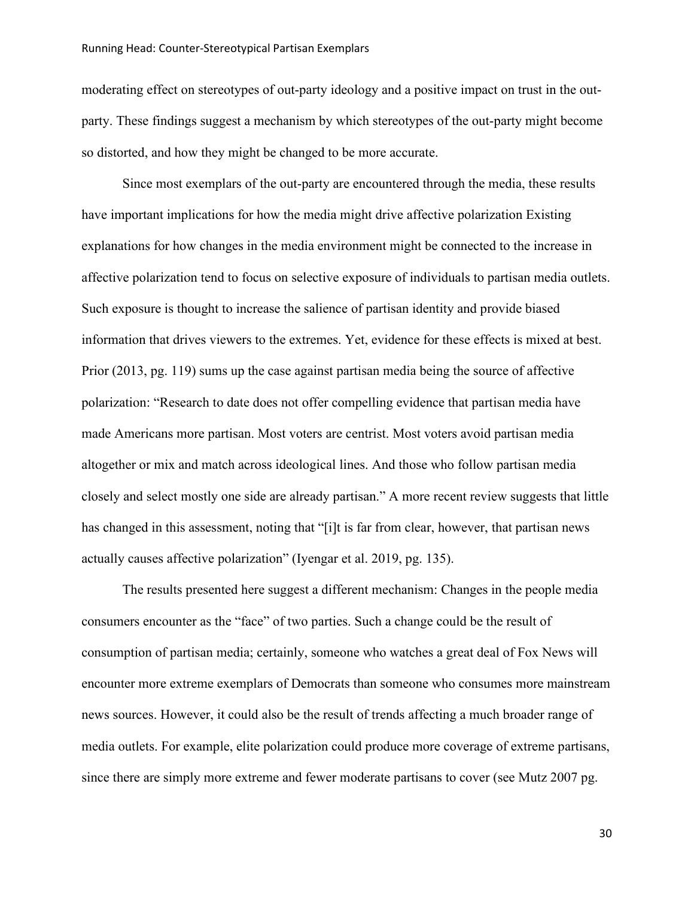moderating effect on stereotypes of out-party ideology and a positive impact on trust in the out-party. These findings suggest a mechanism by which stereotypes of the out-party might become so distorted, and how they might be changed to be more accurate.

Since most exemplars of the out-party are encountered through the media, these results have important implications for how the media might drive affective polarization Existing explanations for how changes in the media environment might be connected to the increase in affective polarization tend to focus on selective exposure of individuals to partisan media outlets. Such exposure is thought to increase the salience of partisan identity and provide biased information that drives viewers to the extremes. Yet, evidence for these effects is mixed at best. Prior (2013, pg. 119) sums up the case against partisan media being the source of affective polarization: "Research to date does not offer compelling evidence that partisan media have made Americans more partisan. Most voters are centrist. Most voters avoid partisan media altogether or mix and match across ideological lines. And those who follow partisan media closely and select mostly one side are already partisan." A more recent review suggests that little has changed in this assessment, noting that "[i]t is far from clear, however, that partisan news actually causes affective polarization" (Iyengar et al. 2019, pg. 135).

The results presented here suggest a different mechanism: Changes in the people media consumers encounter as the "face" of two parties. Such a change could be the result of consumption of partisan media; certainly, someone who watches a great deal of Fox News will encounter more extreme exemplars of Democrats than someone who consumes more mainstream news sources. However, it could also be the result of trends affecting a much broader range of media outlets. For example, elite polarization could produce more coverage of extreme partisans, since there are simply more extreme and fewer moderate partisans to cover (see Mutz 2007 pg.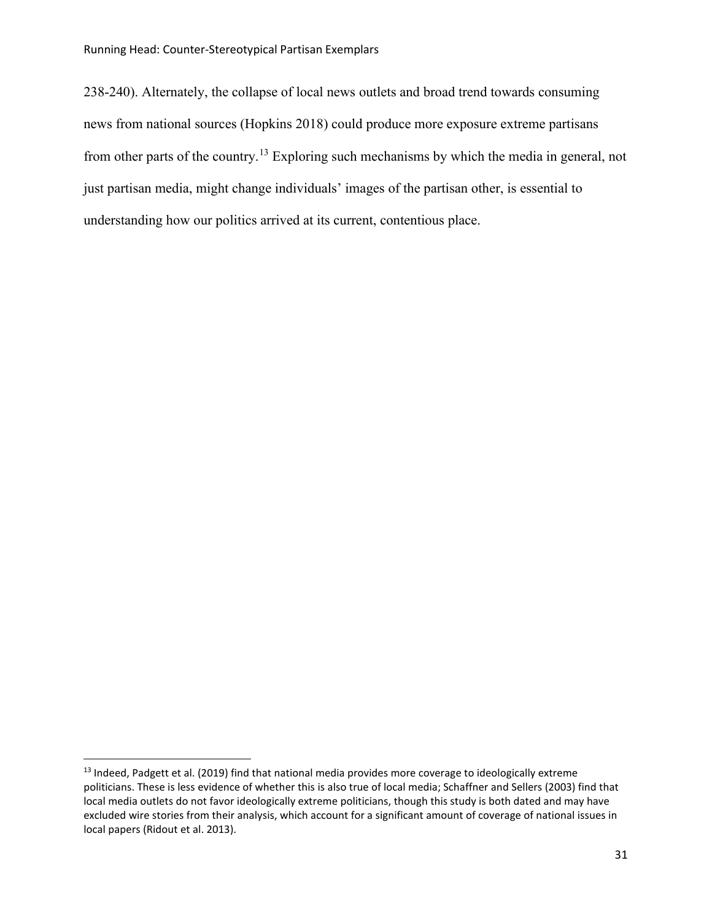238-240). Alternately, the collapse of local news outlets and broad trend towards consuming news from national sources (Hopkins 2018) could produce more exposure extreme partisans from other parts of the country.[13] Exploring such mechanisms by which the media in general, not just partisan media, might change individuals' images of the partisan other, is essential to understanding how our politics arrived at its current, contentious place.

---

[13] Indeed, Padgett et al. (2019) find that national media provides more coverage to ideologically extreme politicians. These is less evidence of whether this is also true of local media; Schaffner and Sellers (2003) find that local media outlets do not favor ideologically extreme politicians, though this study is both dated and may have excluded wire stories from their analysis, which account for a significant amount of coverage of national issues in local papers (Ridout et al. 2013).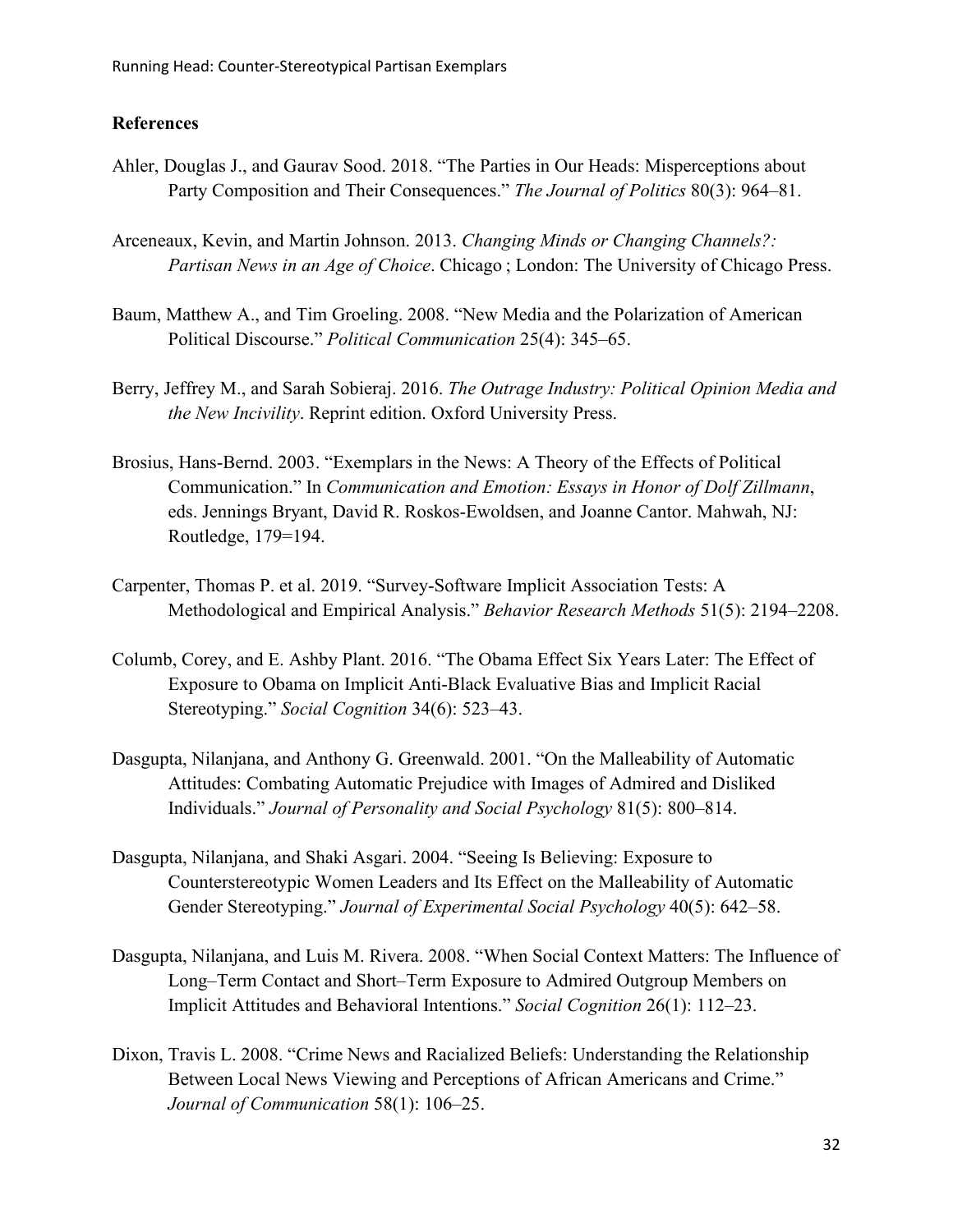## References

Ahler, Douglas J., and Gaurav Sood. 2018. “The Parties in Our Heads: Misperceptions about Party Composition and Their Consequences.” *The Journal of Politics* 80(3): 964–81.

Arceneaux, Kevin, and Martin Johnson. 2013. *Changing Minds or Changing Channels?: Partisan News in an Age of Choice*. Chicago ; London: The University of Chicago Press.

Baum, Matthew A., and Tim Groeling. 2008. “New Media and the Polarization of American Political Discourse.” *Political Communication* 25(4): 345–65.

Berry, Jeffrey M., and Sarah Sobieraj. 2016. *The Outrage Industry: Political Opinion Media and the New Incivility*. Reprint edition. Oxford University Press.

Brosius, Hans-Bernd. 2003. “Exemplars in the News: A Theory of the Effects of Political Communication.” In *Communication and Emotion: Essays in Honor of Dolf Zillmann*, eds. Jennings Bryant, David R. Roskos-Ewoldsen, and Joanne Cantor. Mahwah, NJ: Routledge, 179=194.

Carpenter, Thomas P. et al. 2019. “Survey-Software Implicit Association Tests: A Methodological and Empirical Analysis.” *Behavior Research Methods* 51(5): 2194–2208.

Columb, Corey, and E. Ashby Plant. 2016. “The Obama Effect Six Years Later: The Effect of Exposure to Obama on Implicit Anti-Black Evaluative Bias and Implicit Racial Stereotyping.” *Social Cognition* 34(6): 523–43.

Dasgupta, Nilanjana, and Anthony G. Greenwald. 2001. “On the Malleability of Automatic Attitudes: Combating Automatic Prejudice with Images of Admired and Disliked Individuals.” *Journal of Personality and Social Psychology* 81(5): 800–814.

Dasgupta, Nilanjana, and Shaki Asgari. 2004. “Seeing Is Believing: Exposure to Counterstereotypic Women Leaders and Its Effect on the Malleability of Automatic Gender Stereotyping.” *Journal of Experimental Social Psychology* 40(5): 642–58.

Dasgupta, Nilanjana, and Luis M. Rivera. 2008. “When Social Context Matters: The Influence of Long–Term Contact and Short–Term Exposure to Admired Outgroup Members on Implicit Attitudes and Behavioral Intentions.” *Social Cognition* 26(1): 112–23.

Dixon, Travis L. 2008. “Crime News and Racialized Beliefs: Understanding the Relationship Between Local News Viewing and Perceptions of African Americans and Crime.” *Journal of Communication* 58(1): 106–25.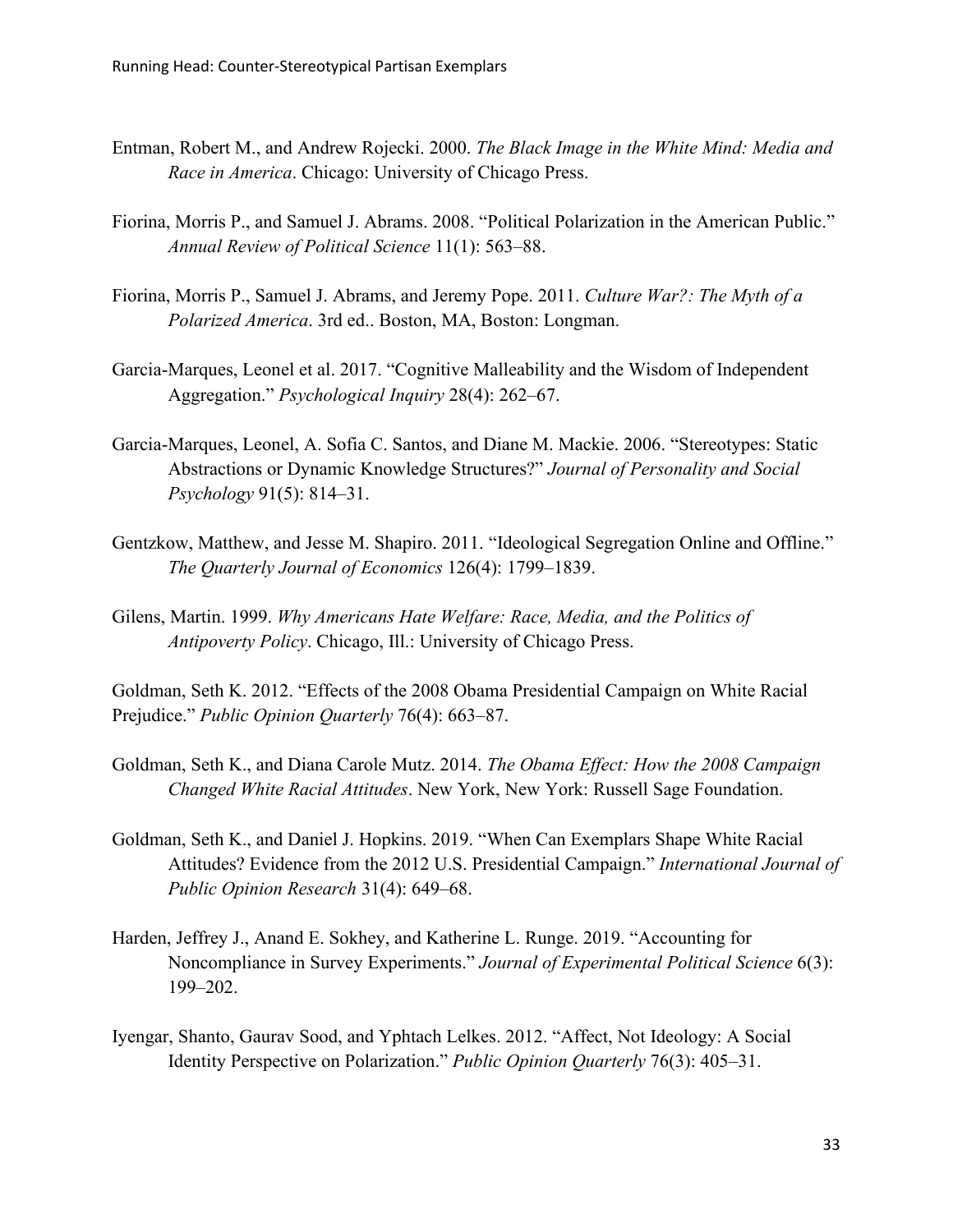Entman, Robert M., and Andrew Rojecki. 2000. *The Black Image in the White Mind: Media and Race in America*. Chicago: University of Chicago Press.

Fiorina, Morris P., and Samuel J. Abrams. 2008. "Political Polarization in the American Public." *Annual Review of Political Science* 11(1): 563–88.

Fiorina, Morris P., Samuel J. Abrams, and Jeremy Pope. 2011. *Culture War?: The Myth of a Polarized America*. 3rd ed.. Boston, MA, Boston: Longman.

Garcia-Marques, Leonel et al. 2017. "Cognitive Malleability and the Wisdom of Independent Aggregation." *Psychological Inquiry* 28(4): 262–67.

Garcia-Marques, Leonel, A. Sofia C. Santos, and Diane M. Mackie. 2006. "Stereotypes: Static Abstractions or Dynamic Knowledge Structures?" *Journal of Personality and Social Psychology* 91(5): 814–31.

Gentzkow, Matthew, and Jesse M. Shapiro. 2011. "Ideological Segregation Online and Offline." *The Quarterly Journal of Economics* 126(4): 1799–1839.

Gilens, Martin. 1999. *Why Americans Hate Welfare: Race, Media, and the Politics of Antipoverty Policy*. Chicago, Ill.: University of Chicago Press.

Goldman, Seth K. 2012. "Effects of the 2008 Obama Presidential Campaign on White Racial Prejudice." *Public Opinion Quarterly* 76(4): 663–87.

Goldman, Seth K., and Diana Carole Mutz. 2014. *The Obama Effect: How the 2008 Campaign Changed White Racial Attitudes*. New York, New York: Russell Sage Foundation.

Goldman, Seth K., and Daniel J. Hopkins. 2019. "When Can Exemplars Shape White Racial Attitudes? Evidence from the 2012 U.S. Presidential Campaign." *International Journal of Public Opinion Research* 31(4): 649–68.

Harden, Jeffrey J., Anand E. Sokhey, and Katherine L. Runge. 2019. "Accounting for Noncompliance in Survey Experiments." *Journal of Experimental Political Science* 6(3): 199–202.

Iyengar, Shanto, Gaurav Sood, and Yphtach Lelkes. 2012. "Affect, Not Ideology: A Social Identity Perspective on Polarization." *Public Opinion Quarterly* 76(3): 405–31.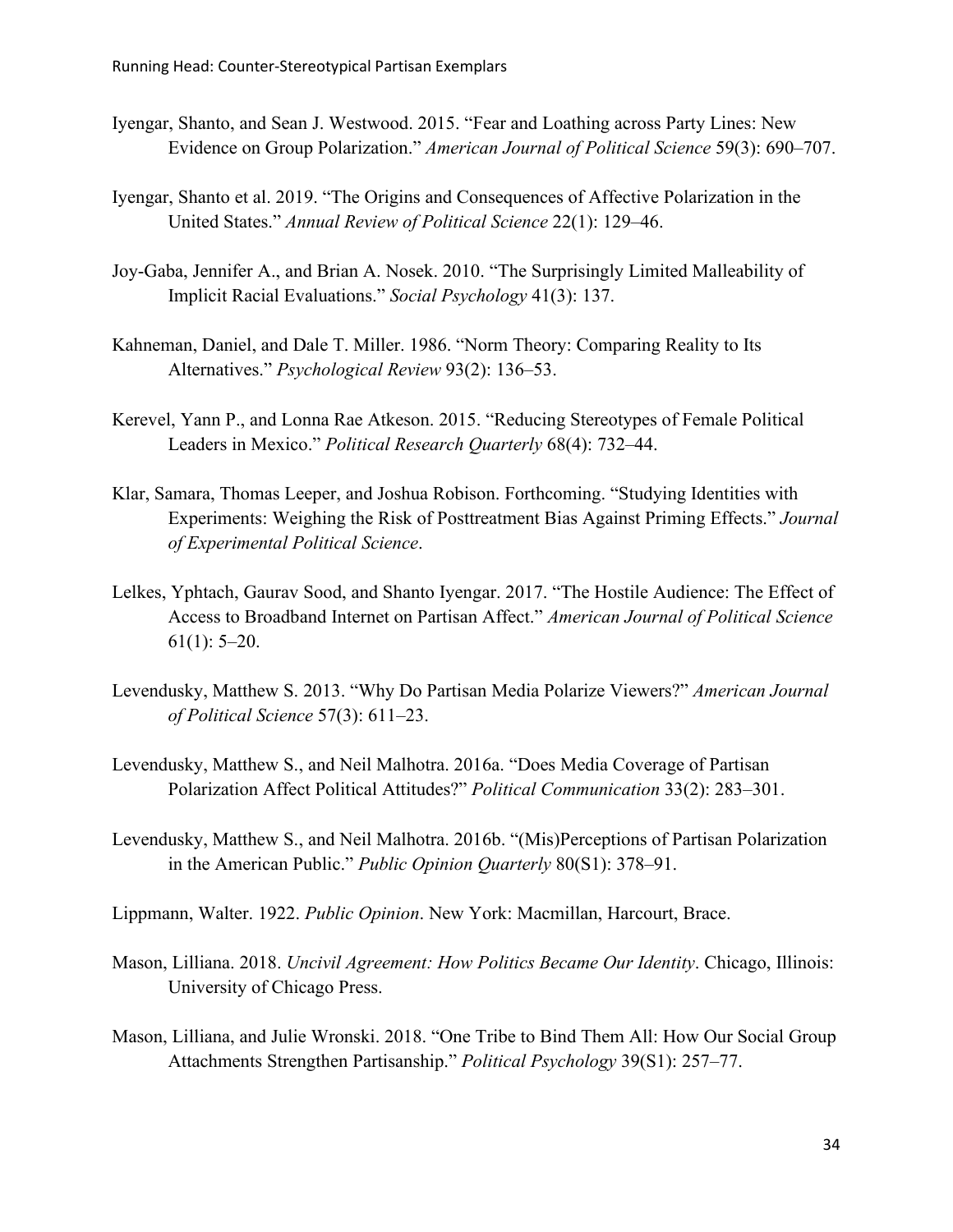Iyengar, Shanto, and Sean J. Westwood. 2015. "Fear and Loathing across Party Lines: New Evidence on Group Polarization." *American Journal of Political Science* 59(3): 690–707.

Iyengar, Shanto et al. 2019. "The Origins and Consequences of Affective Polarization in the United States." *Annual Review of Political Science* 22(1): 129–46.

Joy-Gaba, Jennifer A., and Brian A. Nosek. 2010. "The Surprisingly Limited Malleability of Implicit Racial Evaluations." *Social Psychology* 41(3): 137.

Kahneman, Daniel, and Dale T. Miller. 1986. "Norm Theory: Comparing Reality to Its Alternatives." *Psychological Review* 93(2): 136–53.

Kerevel, Yann P., and Lonna Rae Atkeson. 2015. "Reducing Stereotypes of Female Political Leaders in Mexico." *Political Research Quarterly* 68(4): 732–44.

Klar, Samara, Thomas Leeper, and Joshua Robison. Forthcoming. "Studying Identities with Experiments: Weighing the Risk of Posttreatment Bias Against Priming Effects." *Journal of Experimental Political Science*.

Lelkes, Yphtach, Gaurav Sood, and Shanto Iyengar. 2017. "The Hostile Audience: The Effect of Access to Broadband Internet on Partisan Affect." *American Journal of Political Science* 61(1): 5–20.

Levendusky, Matthew S. 2013. "Why Do Partisan Media Polarize Viewers?" *American Journal of Political Science* 57(3): 611–23.

Levendusky, Matthew S., and Neil Malhotra. 2016a. "Does Media Coverage of Partisan Polarization Affect Political Attitudes?" *Political Communication* 33(2): 283–301.

Levendusky, Matthew S., and Neil Malhotra. 2016b. "(Mis)Perceptions of Partisan Polarization in the American Public." *Public Opinion Quarterly* 80(S1): 378–91.

Lippmann, Walter. 1922. *Public Opinion*. New York: Macmillan, Harcourt, Brace.

Mason, Lilliana. 2018. *Uncivil Agreement: How Politics Became Our Identity*. Chicago, Illinois: University of Chicago Press.

Mason, Lilliana, and Julie Wronski. 2018. "One Tribe to Bind Them All: How Our Social Group Attachments Strengthen Partisanship." *Political Psychology* 39(S1): 257–77.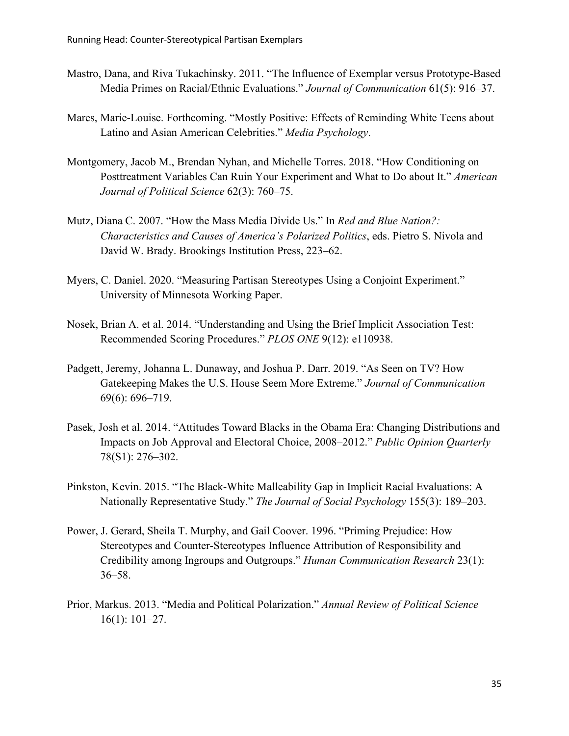Mastro, Dana, and Riva Tukachinsky. 2011. "The Influence of Exemplar versus Prototype-Based Media Primes on Racial/Ethnic Evaluations." *Journal of Communication* 61(5): 916–37.

Mares, Marie-Louise. Forthcoming. "Mostly Positive: Effects of Reminding White Teens about Latino and Asian American Celebrities." *Media Psychology*.

Montgomery, Jacob M., Brendan Nyhan, and Michelle Torres. 2018. "How Conditioning on Posttreatment Variables Can Ruin Your Experiment and What to Do about It." *American Journal of Political Science* 62(3): 760–75.

Mutz, Diana C. 2007. "How the Mass Media Divide Us." In *Red and Blue Nation?: Characteristics and Causes of America's Polarized Politics*, eds. Pietro S. Nivola and David W. Brady. Brookings Institution Press, 223–62.

Myers, C. Daniel. 2020. "Measuring Partisan Stereotypes Using a Conjoint Experiment." University of Minnesota Working Paper.

Nosek, Brian A. et al. 2014. "Understanding and Using the Brief Implicit Association Test: Recommended Scoring Procedures." *PLOS ONE* 9(12): e110938.

Padgett, Jeremy, Johanna L. Dunaway, and Joshua P. Darr. 2019. "As Seen on TV? How Gatekeeping Makes the U.S. House Seem More Extreme." *Journal of Communication* 69(6): 696–719.

Pasek, Josh et al. 2014. "Attitudes Toward Blacks in the Obama Era: Changing Distributions and Impacts on Job Approval and Electoral Choice, 2008–2012." *Public Opinion Quarterly* 78(S1): 276–302.

Pinkston, Kevin. 2015. "The Black-White Malleability Gap in Implicit Racial Evaluations: A Nationally Representative Study." *The Journal of Social Psychology* 155(3): 189–203.

Power, J. Gerard, Sheila T. Murphy, and Gail Coover. 1996. "Priming Prejudice: How Stereotypes and Counter-Stereotypes Influence Attribution of Responsibility and Credibility among Ingroups and Outgroups." *Human Communication Research* 23(1): 36–58.

Prior, Markus. 2013. "Media and Political Polarization." *Annual Review of Political Science* 16(1): 101–27.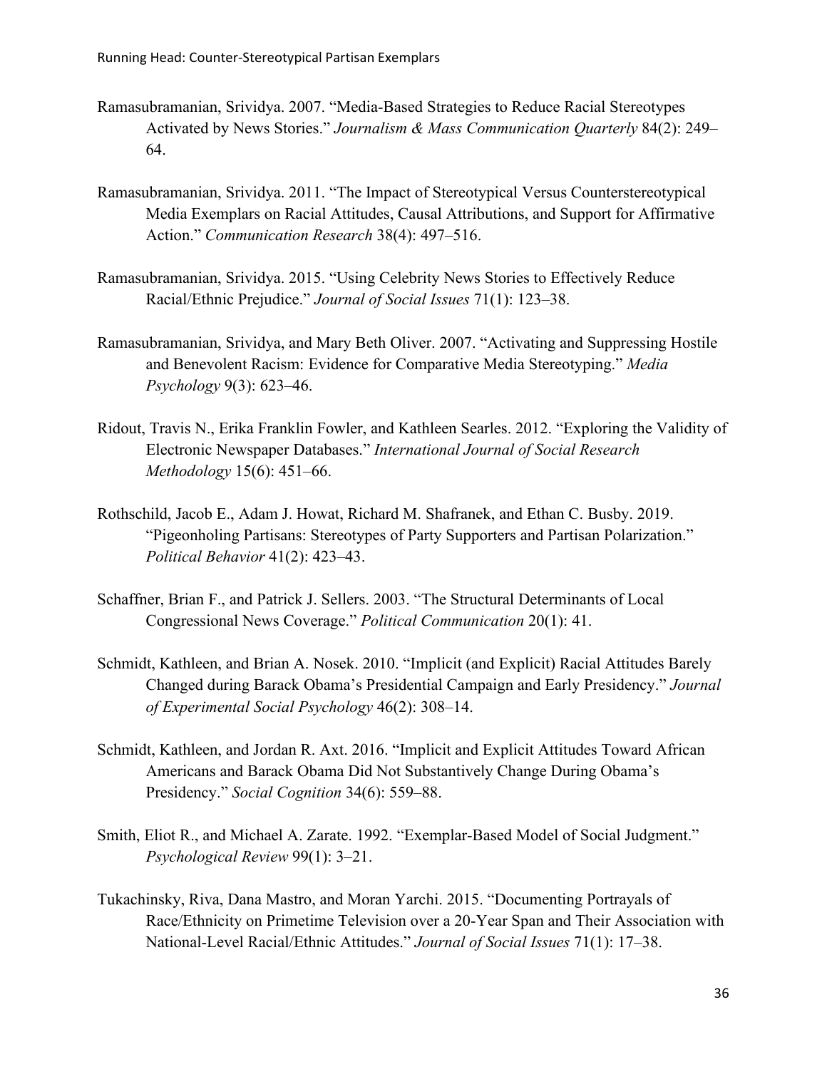Ramasubramanian, Srividya. 2007. “Media-Based Strategies to Reduce Racial Stereotypes Activated by News Stories.” *Journalism & Mass Communication Quarterly* 84(2): 249–64.

Ramasubramanian, Srividya. 2011. “The Impact of Stereotypical Versus Counterstereotypical Media Exemplars on Racial Attitudes, Causal Attributions, and Support for Affirmative Action.” *Communication Research* 38(4): 497–516.

Ramasubramanian, Srividya. 2015. “Using Celebrity News Stories to Effectively Reduce Racial/Ethnic Prejudice.” *Journal of Social Issues* 71(1): 123–38.

Ramasubramanian, Srividya, and Mary Beth Oliver. 2007. “Activating and Suppressing Hostile and Benevolent Racism: Evidence for Comparative Media Stereotyping.” *Media Psychology* 9(3): 623–46.

Ridout, Travis N., Erika Franklin Fowler, and Kathleen Searles. 2012. “Exploring the Validity of Electronic Newspaper Databases.” *International Journal of Social Research Methodology* 15(6): 451–66.

Rothschild, Jacob E., Adam J. Howat, Richard M. Shafranek, and Ethan C. Busby. 2019. “Pigeonholing Partisans: Stereotypes of Party Supporters and Partisan Polarization.” *Political Behavior* 41(2): 423–43.

Schaffner, Brian F., and Patrick J. Sellers. 2003. “The Structural Determinants of Local Congressional News Coverage.” *Political Communication* 20(1): 41.

Schmidt, Kathleen, and Brian A. Nosek. 2010. “Implicit (and Explicit) Racial Attitudes Barely Changed during Barack Obama’s Presidential Campaign and Early Presidency.” *Journal of Experimental Social Psychology* 46(2): 308–14.

Schmidt, Kathleen, and Jordan R. Axt. 2016. “Implicit and Explicit Attitudes Toward African Americans and Barack Obama Did Not Substantively Change During Obama’s Presidency.” *Social Cognition* 34(6): 559–88.

Smith, Eliot R., and Michael A. Zarate. 1992. “Exemplar-Based Model of Social Judgment.” *Psychological Review* 99(1): 3–21.

Tukachinsky, Riva, Dana Mastro, and Moran Yarchi. 2015. “Documenting Portrayals of Race/Ethnicity on Primetime Television over a 20-Year Span and Their Association with National-Level Racial/Ethnic Attitudes.” *Journal of Social Issues* 71(1): 17–38.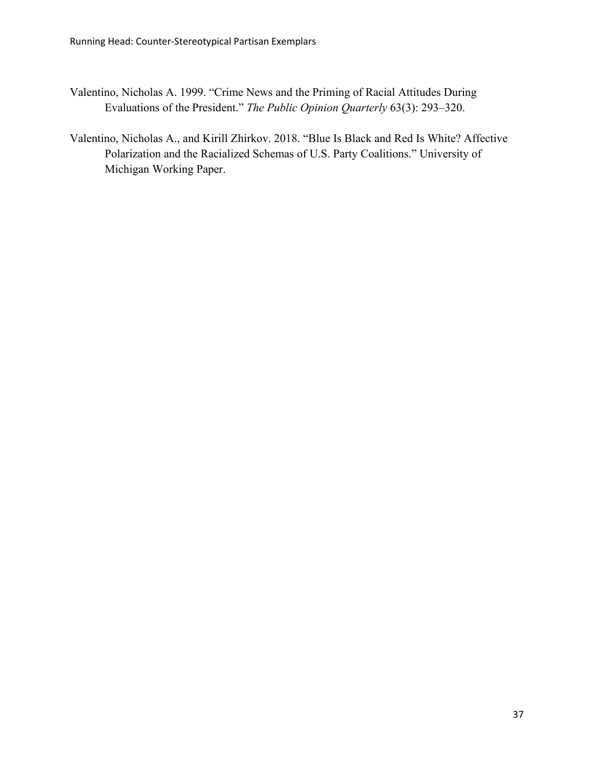Valentino, Nicholas A. 1999. "Crime News and the Priming of Racial Attitudes During Evaluations of the President." *The Public Opinion Quarterly* 63(3): 293–320.

Valentino, Nicholas A., and Kirill Zhirkov. 2018. "Blue Is Black and Red Is White? Affective Polarization and the Racialized Schemas of U.S. Party Coalitions." University of Michigan Working Paper.